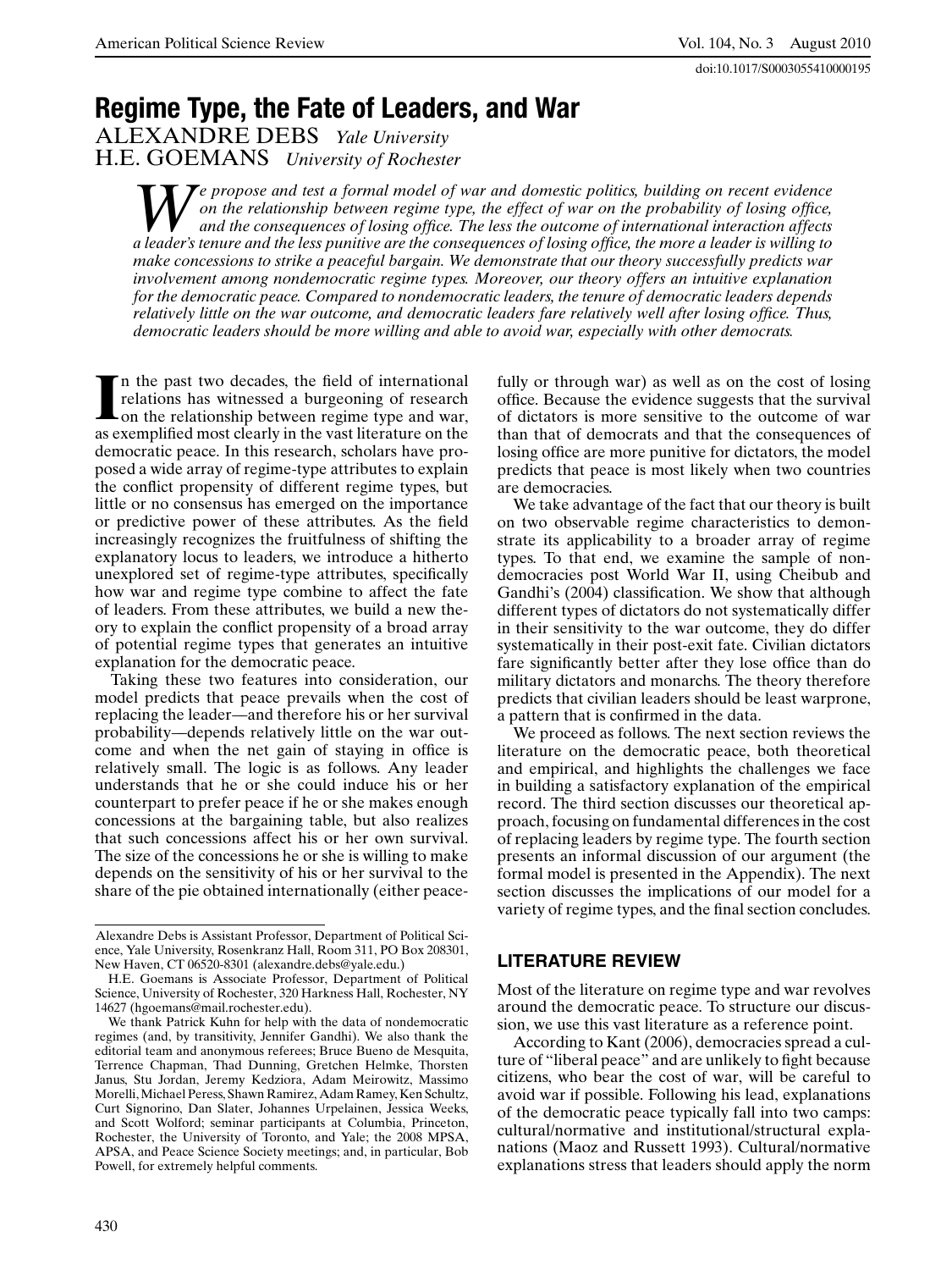doi:10.1017/S0003055410000195

# Regime Type, the Fate of Leaders, and War

ALEXANDRE DEBS *Yale University*
H.E. GOEMANS *University of Rochester*

*We propose and test a formal model of war and domestic politics, building on recent evidence on the relationship between regime type, the effect of war on the probability of losing office, and the consequences of losing office. The less the outcome of international interaction affects a leader's tenure and the less punitive are the consequences of losing office, the more a leader is willing to make concessions to strike a peaceful bargain. We demonstrate that our theory successfully predicts war involvement among nondemocratic regime types. Moreover, our theory offers an intuitive explanation for the democratic peace. Compared to nondemocratic leaders, the tenure of democratic leaders depends relatively little on the war outcome, and democratic leaders fare relatively well after losing office. Thus, democratic leaders should be more willing and able to avoid war, especially with other democrats.*

In the past two decades, the field of international relations has witnessed a burgeoning of research on the relationship between regime type and war, as exemplified most clearly in the vast literature on the democratic peace. In this research, scholars have proposed a wide array of regime-type attributes to explain the conflict propensity of different regime types, but little or no consensus has emerged on the importance or predictive power of these attributes. As the field increasingly recognizes the fruitfulness of shifting the explanatory locus to leaders, we introduce a hitherto unexplored set of regime-type attributes, specifically how war and regime type combine to affect the fate of leaders. From these attributes, we build a new theory to explain the conflict propensity of a broad array of potential regime types that generates an intuitive explanation for the democratic peace.

Taking these two features into consideration, our model predicts that peace prevails when the cost of replacing the leader—and therefore his or her survival probability—depends relatively little on the war outcome and when the net gain of staying in office is relatively small. The logic is as follows. Any leader understands that he or she could induce his or her counterpart to prefer peace if he or she makes enough concessions at the bargaining table, but also realizes that such concessions affect his or her own survival. The size of the concessions he or she is willing to make depends on the sensitivity of his or her survival to the share of the pie obtained internationally (either peacefully or through war) as well as on the cost of losing office. Because the evidence suggests that the survival of dictators is more sensitive to the outcome of war than that of democrats and that the consequences of losing office are more punitive for dictators, the model predicts that peace is most likely when two countries are democracies.

We take advantage of the fact that our theory is built on two observable regime characteristics to demonstrate its applicability to a broader array of regime types. To that end, we examine the sample of nondemocracies post World War II, using Cheibub and Gandhi's (2004) classification. We show that although different types of dictators do not systematically differ in their sensitivity to the war outcome, they do differ systematically in their post-exit fate. Civilian dictators fare significantly better after they lose office than do military dictators and monarchs. The theory therefore predicts that civilian leaders should be least warprone, a pattern that is confirmed in the data.

We proceed as follows. The next section reviews the literature on the democratic peace, both theoretical and empirical, and highlights the challenges we face in building a satisfactory explanation of the empirical record. The third section discusses our theoretical approach, focusing on fundamental differences in the cost of replacing leaders by regime type. The fourth section presents an informal discussion of our argument (the formal model is presented in the Appendix). The next section discusses the implications of our model for a variety of regime types, and the final section concludes.

## LITERATURE REVIEW

Most of the literature on regime type and war revolves around the democratic peace. To structure our discussion, we use this vast literature as a reference point.

According to Kant (2006), democracies spread a culture of "liberal peace" and are unlikely to fight because citizens, who bear the cost of war, will be careful to avoid war if possible. Following his lead, explanations of the democratic peace typically fall into two camps: cultural/normative and institutional/structural explanations (Maoz and Russett 1993). Cultural/normative explanations stress that leaders should apply the norm

---

Alexandre Debs is Assistant Professor, Department of Political Science, Yale University, Rosenkranz Hall, Room 311, PO Box 208301, New Haven, CT 06520-8301 (alexandre.debs@yale.edu.)

H.E. Goemans is Associate Professor, Department of Political Science, University of Rochester, 320 Harkness Hall, Rochester, NY 14627 (hgoemans@mail.rochester.edu).

We thank Patrick Kuhn for help with the data of nondemocratic regimes (and, by transitivity, Jennifer Gandhi). We also thank the editorial team and anonymous referees; Bruce Bueno de Mesquita, Terrence Chapman, Thad Dunning, Gretchen Helmke, Thorsten Janus, Stu Jordan, Jeremy Kedziora, Adam Meirowitz, Massimo Morelli, Michael Peress, Shawn Ramirez, Adam Ramey, Ken Schultz, Curt Signorino, Dan Slater, Johannes Urpelainen, Jessica Weeks, and Scott Wolford; seminar participants at Columbia, Princeton, Rochester, the University of Toronto, and Yale; the 2008 MPSA, APSA, and Peace Science Society meetings; and, in particular, Bob Powell, for extremely helpful comments.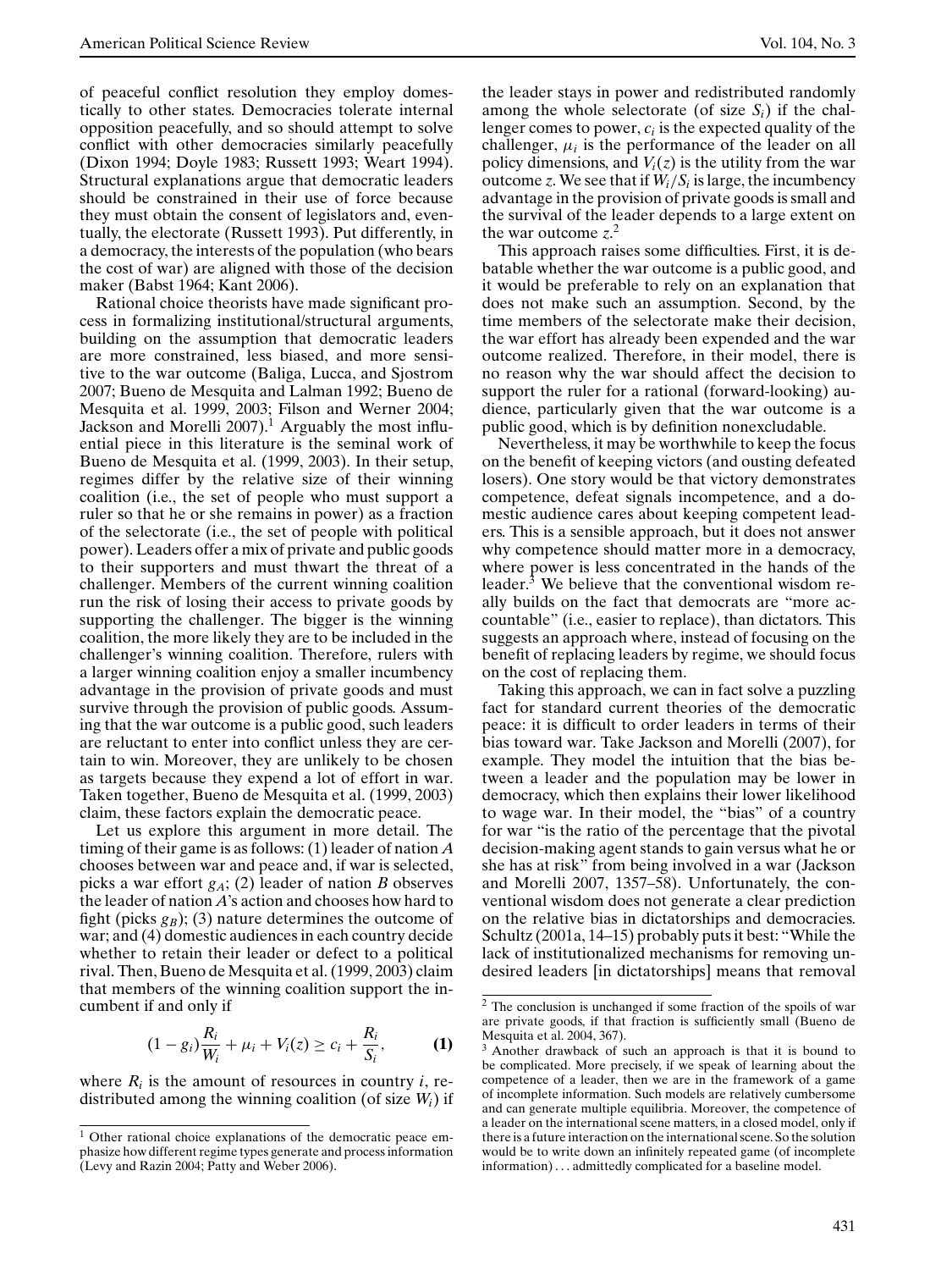of peaceful conflict resolution they employ domestically to other states. Democracies tolerate internal opposition peacefully, and so should attempt to solve conflict with other democracies similarly peacefully (Dixon 1994; Doyle 1983; Russett 1993; Weart 1994). Structural explanations argue that democratic leaders should be constrained in their use of force because they must obtain the consent of legislators and, eventually, the electorate (Russett 1993). Put differently, in a democracy, the interests of the population (who bears the cost of war) are aligned with those of the decision maker (Babst 1964; Kant 2006).

Rational choice theorists have made significant process in formalizing institutional/structural arguments, building on the assumption that democratic leaders are more constrained, less biased, and more sensitive to the war outcome (Baliga, Lucca, and Sjostrom 2007; Bueno de Mesquita and Lalman 1992; Bueno de Mesquita et al. 1999, 2003; Filson and Werner 2004; Jackson and Morelli 2007).[1] Arguably the most influential piece in this literature is the seminal work of Bueno de Mesquita et al. (1999, 2003). In their setup, regimes differ by the relative size of their winning coalition (i.e., the set of people who must support a ruler so that he or she remains in power) as a fraction of the selectorate (i.e., the set of people with political power). Leaders offer a mix of private and public goods to their supporters and must thwart the threat of a challenger. Members of the current winning coalition run the risk of losing their access to private goods by supporting the challenger. The bigger is the winning coalition, the more likely they are to be included in the challenger's winning coalition. Therefore, rulers with a larger winning coalition enjoy a smaller incumbency advantage in the provision of private goods and must survive through the provision of public goods. Assuming that the war outcome is a public good, such leaders are reluctant to enter into conflict unless they are certain to win. Moreover, they are unlikely to be chosen as targets because they expend a lot of effort in war. Taken together, Bueno de Mesquita et al. (1999, 2003) claim, these factors explain the democratic peace.

Let us explore this argument in more detail. The timing of their game is as follows: (1) leader of nation $A$ chooses between war and peace and, if war is selected, picks a war effort $g_A$; (2) leader of nation $B$ observes the leader of nation $A$'s action and chooses how hard to fight (picks $g_B$); (3) nature determines the outcome of war; and (4) domestic audiences in each country decide whether to retain their leader or defect to a political rival. Then, Bueno de Mesquita et al. (1999, 2003) claim that members of the winning coalition support the incumbent if and only if

$$(1 - g_i)\frac{R_i}{W_i} + \mu_i + V_i(z) \geq c_i + \frac{R_i}{S_i}, \qquad \textbf{(1)}$$

where $R_i$ is the amount of resources in country $i$, redistributed among the winning coalition (of size $W_i$) if the leader stays in power and redistributed randomly among the whole selectorate (of size $S_i$) if the challenger comes to power, $c_i$ is the expected quality of the challenger, $\mu_i$ is the performance of the leader on all policy dimensions, and $V_i(z)$ is the utility from the war outcome $z$. We see that if $W_i/S_i$ is large, the incumbency advantage in the provision of private goods is small and the survival of the leader depends to a large extent on the war outcome $z$.[2]

This approach raises some difficulties. First, it is debatable whether the war outcome is a public good, and it would be preferable to rely on an explanation that does not make such an assumption. Second, by the time members of the selectorate make their decision, the war effort has already been expended and the war outcome realized. Therefore, in their model, there is no reason why the war should affect the decision to support the ruler for a rational (forward-looking) audience, particularly given that the war outcome is a public good, which is by definition nonexcludable.

Nevertheless, it may be worthwhile to keep the focus on the benefit of keeping victors (and ousting defeated losers). One story would be that victory demonstrates competence, defeat signals incompetence, and a domestic audience cares about keeping competent leaders. This is a sensible approach, but it does not answer why competence should matter more in a democracy, where power is less concentrated in the hands of the leader.[3] We believe that the conventional wisdom really builds on the fact that democrats are "more accountable" (i.e., easier to replace), than dictators. This suggests an approach where, instead of focusing on the benefit of replacing leaders by regime, we should focus on the cost of replacing them.

Taking this approach, we can in fact solve a puzzling fact for standard current theories of the democratic peace: it is difficult to order leaders in terms of their bias toward war. Take Jackson and Morelli (2007), for example. They model the intuition that the bias between a leader and the population may be lower in democracy, which then explains their lower likelihood to wage war. In their model, the "bias" of a country for war "is the ratio of the percentage that the pivotal decision-making agent stands to gain versus what he or she has at risk" from being involved in a war (Jackson and Morelli 2007, 1357–58). Unfortunately, the conventional wisdom does not generate a clear prediction on the relative bias in dictatorships and democracies. Schultz (2001a, 14–15) probably puts it best: "While the lack of institutionalized mechanisms for removing undesired leaders [in dictatorships] means that removal

---

[1] Other rational choice explanations of the democratic peace emphasize how different regime types generate and process information (Levy and Razin 2004; Patty and Weber 2006).

[2] The conclusion is unchanged if some fraction of the spoils of war are private goods, if that fraction is sufficiently small (Bueno de Mesquita et al. 2004, 367).

[3] Another drawback of such an approach is that it is bound to be complicated. More precisely, if we speak of learning about the competence of a leader, then we are in the framework of a game of incomplete information. Such models are relatively cumbersome and can generate multiple equilibria. Moreover, the competence of a leader on the international scene matters, in a closed model, only if there is a future interaction on the international scene. So the solution would be to write down an infinitely repeated game (of incomplete information) . . . admittedly complicated for a baseline model.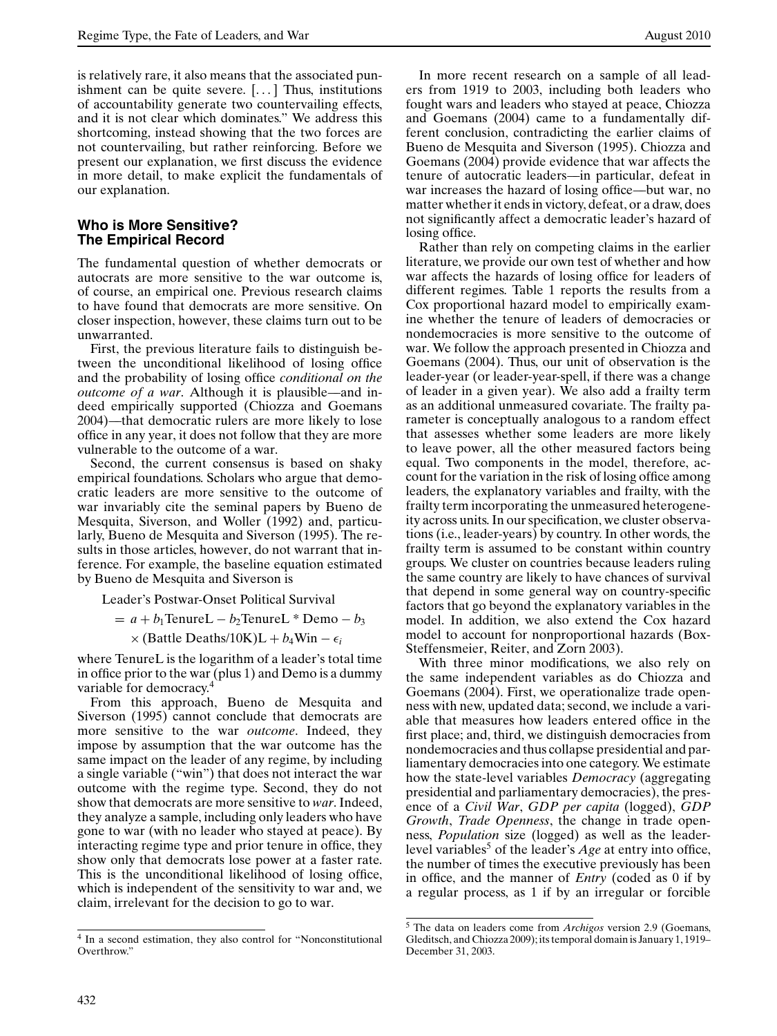is relatively rare, it also means that the associated punishment can be quite severe. [...] Thus, institutions of accountability generate two countervailing effects, and it is not clear which dominates." We address this shortcoming, instead showing that the two forces are not countervailing, but rather reinforcing. Before we present our explanation, we first discuss the evidence in more detail, to make explicit the fundamentals of our explanation.

## Who is More Sensitive? The Empirical Record

The fundamental question of whether democrats or autocrats are more sensitive to the war outcome is, of course, an empirical one. Previous research claims to have found that democrats are more sensitive. On closer inspection, however, these claims turn out to be unwarranted.

First, the previous literature fails to distinguish between the unconditional likelihood of losing office and the probability of losing office *conditional on the outcome of a war*. Although it is plausible—and indeed empirically supported (Chiozza and Goemans 2004)—that democratic rulers are more likely to lose office in any year, it does not follow that they are more vulnerable to the outcome of a war.

Second, the current consensus is based on shaky empirical foundations. Scholars who argue that democratic leaders are more sensitive to the outcome of war invariably cite the seminal papers by Bueno de Mesquita, Siverson, and Woller (1992) and, particularly, Bueno de Mesquita and Siverson (1995). The results in those articles, however, do not warrant that inference. For example, the baseline equation estimated by Bueno de Mesquita and Siverson is

$$\begin{aligned}\text{Leader's Postwar-Onset Political Survival} \\ = a + b_1\text{TenureL} - b_2\text{TenureL} * \text{Demo} - b_3 \\ \times (\text{Battle Deaths/10K})\text{L} + b_4\text{Win} - \epsilon_i\end{aligned}$$

where TenureL is the logarithm of a leader's total time in office prior to the war (plus 1) and Demo is a dummy variable for democracy.[4]

From this approach, Bueno de Mesquita and Siverson (1995) cannot conclude that democrats are more sensitive to the war *outcome*. Indeed, they impose by assumption that the war outcome has the same impact on the leader of any regime, by including a single variable ("win") that does not interact the war outcome with the regime type. Second, they do not show that democrats are more sensitive to *war*. Indeed, they analyze a sample, including only leaders who have gone to war (with no leader who stayed at peace). By interacting regime type and prior tenure in office, they show only that democrats lose power at a faster rate. This is the unconditional likelihood of losing office, which is independent of the sensitivity to war and, we claim, irrelevant for the decision to go to war.

In more recent research on a sample of all leaders from 1919 to 2003, including both leaders who fought wars and leaders who stayed at peace, Chiozza and Goemans (2004) came to a fundamentally different conclusion, contradicting the earlier claims of Bueno de Mesquita and Siverson (1995). Chiozza and Goemans (2004) provide evidence that war affects the tenure of autocratic leaders—in particular, defeat in war increases the hazard of losing office—but war, no matter whether it ends in victory, defeat, or a draw, does not significantly affect a democratic leader's hazard of losing office.

Rather than rely on competing claims in the earlier literature, we provide our own test of whether and how war affects the hazards of losing office for leaders of different regimes. Table 1 reports the results from a Cox proportional hazard model to empirically examine whether the tenure of leaders of democracies or nondemocracies is more sensitive to the outcome of war. We follow the approach presented in Chiozza and Goemans (2004). Thus, our unit of observation is the leader-year (or leader-year-spell, if there was a change of leader in a given year). We also add a frailty term as an additional unmeasured covariate. The frailty parameter is conceptually analogous to a random effect that assesses whether some leaders are more likely to leave power, all the other measured factors being equal. Two components in the model, therefore, account for the variation in the risk of losing office among leaders, the explanatory variables and frailty, with the frailty term incorporating the unmeasured heterogeneity across units. In our specification, we cluster observations (i.e., leader-years) by country. In other words, the frailty term is assumed to be constant within country groups. We cluster on countries because leaders ruling the same country are likely to have chances of survival that depend in some general way on country-specific factors that go beyond the explanatory variables in the model. In addition, we also extend the Cox hazard model to account for nonproportional hazards (Box-Steffensmeier, Reiter, and Zorn 2003).

With three minor modifications, we also rely on the same independent variables as do Chiozza and Goemans (2004). First, we operationalize trade openness with new, updated data; second, we include a variable that measures how leaders entered office in the first place; and, third, we distinguish democracies from nondemocracies and thus collapse presidential and parliamentary democracies into one category. We estimate how the state-level variables *Democracy* (aggregating presidential and parliamentary democracies), the presence of a *Civil War*, *GDP per capita* (logged), *GDP Growth*, *Trade Openness*, the change in trade openness, *Population* size (logged) as well as the leader-level variables[5] of the leader's *Age* at entry into office, the number of times the executive previously has been in office, and the manner of *Entry* (coded as 0 if by a regular process, as 1 if by an irregular or forcible

[4] In a second estimation, they also control for "Nonconstitutional Overthrow."

[5] The data on leaders come from *Archigos* version 2.9 (Goemans, Gleditsch, and Chiozza 2009); its temporal domain is January 1, 1919–December 31, 2003.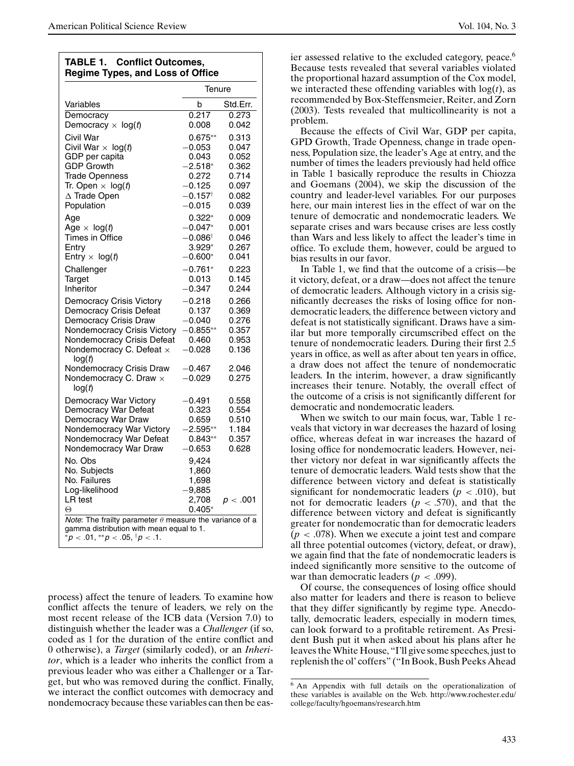**TABLE 1. Conflict Outcomes, Regime Types, and Loss of Office**

| | Tenure | |
|---|---|---|
| Variables | b | Std.Err. |
| Democracy | 0.217 | 0.273 |
| Democracy × log($t$) | 0.008 | 0.042 |
| Civil War | 0.675** | 0.313 |
| Civil War × log($t$) | −0.053 | 0.047 |
| GDP per capita | 0.043 | 0.052 |
| GDP Growth | −2.518* | 0.362 |
| Trade Openness | 0.272 | 0.714 |
| Tr. Open × log($t$) | −0.125 | 0.097 |
| Δ Trade Open | −0.157† | 0.082 |
| Population | −0.015 | 0.039 |
| Age | 0.322* | 0.009 |
| Age × log($t$) | −0.047* | 0.001 |
| Times in Office | −0.086† | 0.046 |
| Entry | 3.929* | 0.267 |
| Entry × log($t$) | −0.600* | 0.041 |
| Challenger | −0.761* | 0.223 |
| Target | 0.013 | 0.145 |
| Inheritor | −0.347 | 0.244 |
| Democracy Crisis Victory | −0.218 | 0.266 |
| Democracy Crisis Defeat | 0.137 | 0.369 |
| Democracy Crisis Draw | −0.040 | 0.276 |
| Nondemocracy Crisis Victory | −0.855** | 0.357 |
| Nondemocracy Crisis Defeat | 0.460 | 0.953 |
| Nondemocracy C. Defeat × log($t$) | −0.028 | 0.136 |
| Nondemocracy Crisis Draw | −0.467 | 2.046 |
| Nondemocracy C. Draw × log($t$) | −0.029 | 0.275 |
| Democracy War Victory | −0.491 | 0.558 |
| Democracy War Defeat | 0.323 | 0.554 |
| Democracy War Draw | 0.659 | 0.510 |
| Nondemocracy War Victory | −2.595** | 1.184 |
| Nondemocracy War Defeat | 0.843** | 0.357 |
| Nondemocracy War Draw | −0.653 | 0.628 |
| No. Obs | 9,424 | |
| No. Subjects | 1,860 | |
| No. Failures | 1,698 | |
| Log-likelihood | −9,885 | |
| LR test | 2,708 | $p < .001$ |
| Θ | 0.405* | |

*Note*: The frailty parameter $\theta$ measure the variance of a gamma distribution with mean equal to 1.
*$p < .01$, **$p < .05$, †$p < .1$.

process) affect the tenure of leaders. To examine how conflict affects the tenure of leaders, we rely on the most recent release of the ICB data (Version 7.0) to distinguish whether the leader was a *Challenger* (if so, coded as 1 for the duration of the entire conflict and 0 otherwise), a *Target* (similarly coded), or an *Inheritor*, which is a leader who inherits the conflict from a previous leader who was either a Challenger or a Target, but who was removed during the conflict. Finally, we interact the conflict outcomes with democracy and nondemocracy because these variables can then be easier assessed relative to the excluded category, peace.[6] Because tests revealed that several variables violated the proportional hazard assumption of the Cox model, we interacted these offending variables with log($t$), as recommended by Box-Steffensmeier, Reiter, and Zorn (2003). Tests revealed that multicollinearity is not a problem.

Because the effects of Civil War, GDP per capita, GPD Growth, Trade Openness, change in trade openness, Population size, the leader's Age at entry, and the number of times the leaders previously had held office in Table 1 basically reproduce the results in Chiozza and Goemans (2004), we skip the discussion of the country and leader-level variables. For our purposes here, our main interest lies in the effect of war on the tenure of democratic and nondemocratic leaders. We separate crises and wars because crises are less costly than Wars and less likely to affect the leader's time in office. To exclude them, however, could be argued to bias results in our favor.

In Table 1, we find that the outcome of a crisis—be it victory, defeat, or a draw—does not affect the tenure of democratic leaders. Although victory in a crisis significantly decreases the risks of losing office for nondemocratic leaders, the difference between victory and defeat is not statistically significant. Draws have a similar but more temporally circumscribed effect on the tenure of nondemocratic leaders. During their first 2.5 years in office, as well as after about ten years in office, a draw does not affect the tenure of nondemocratic leaders. In the interim, however, a draw significantly increases their tenure. Notably, the overall effect of the outcome of a crisis is not significantly different for democratic and nondemocratic leaders.

When we switch to our main focus, war, Table 1 reveals that victory in war decreases the hazard of losing office, whereas defeat in war increases the hazard of losing office for nondemocratic leaders. However, neither victory nor defeat in war significantly affects the tenure of democratic leaders. Wald tests show that the difference between victory and defeat is statistically significant for nondemocratic leaders ($p < .010$), but not for democratic leaders ($p < .570$), and that the difference between victory and defeat is significantly greater for nondemocratic than for democratic leaders ($p < .078$). When we execute a joint test and compare all three potential outcomes (victory, defeat, or draw), we again find that the fate of nondemocratic leaders is indeed significantly more sensitive to the outcome of war than democratic leaders ($p < .099$).

Of course, the consequences of losing office should also matter for leaders and there is reason to believe that they differ significantly by regime type. Anecdotally, democratic leaders, especially in modern times, can look forward to a profitable retirement. As President Bush put it when asked about his plans after he leaves the White House, "I'll give some speeches, just to replenish the ol' coffers" ("In Book, Bush Peeks Ahead

[6] An Appendix with full details on the operationalization of these variables is available on the Web. http://www.rochester.edu/college/faculty/hgoemans/research.htm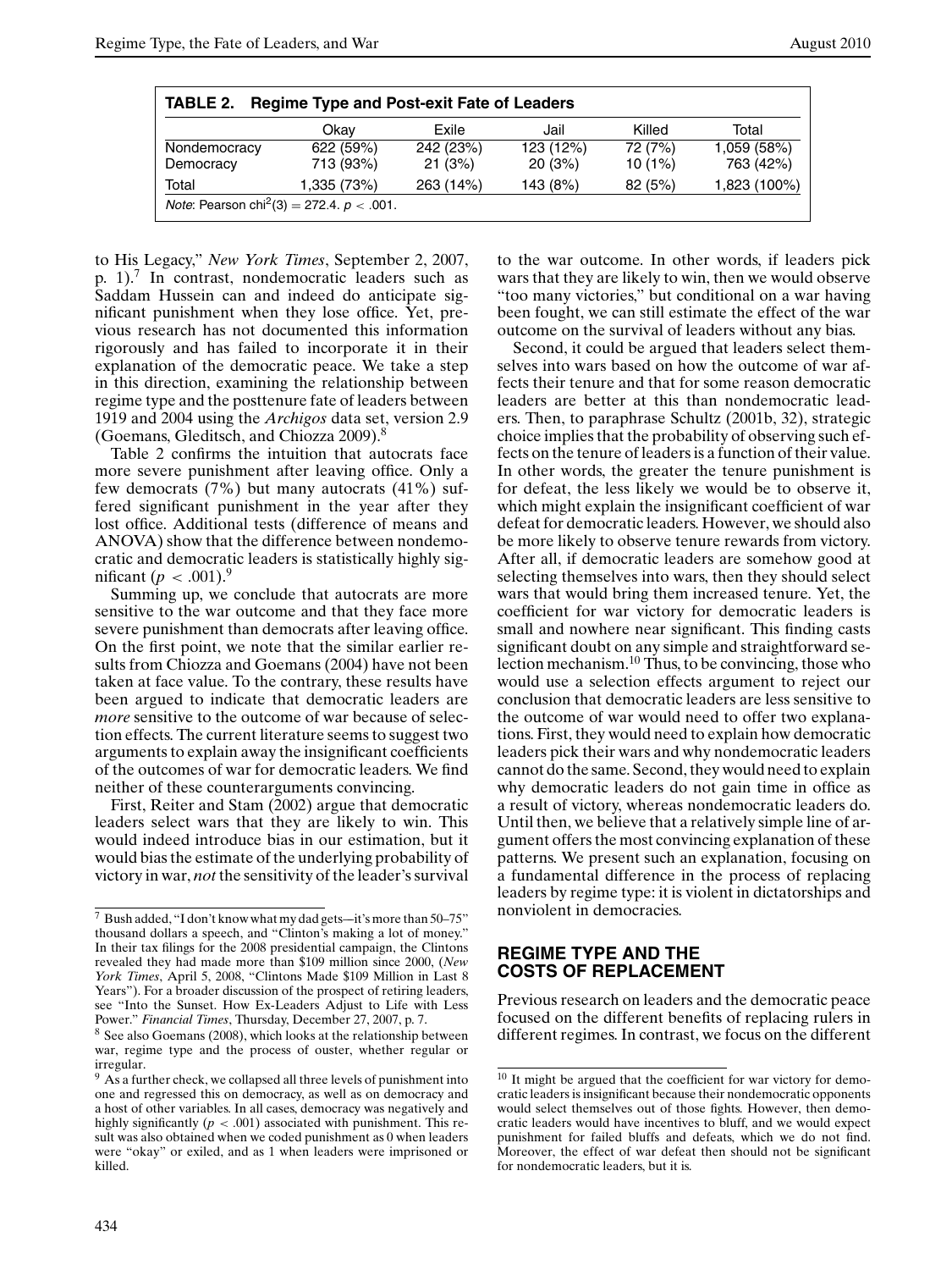**TABLE 2. Regime Type and Post-exit Fate of Leaders**

| | Okay | Exile | Jail | Killed | Total |
|---|---|---|---|---|---|
| Nondemocracy | 622 (59%) | 242 (23%) | 123 (12%) | 72 (7%) | 1,059 (58%) |
| Democracy | 713 (93%) | 21 (3%) | 20 (3%) | 10 (1%) | 763 (42%) |
| Total | 1,335 (73%) | 263 (14%) | 143 (8%) | 82 (5%) | 1,823 (100%) |

*Note*: Pearson $\text{chi}^2(3) = 272.4$. $p < .001$.

to His Legacy," *New York Times*, September 2, 2007, p. 1).[7] In contrast, nondemocratic leaders such as Saddam Hussein can and indeed do anticipate significant punishment when they lose office. Yet, previous research has not documented this information rigorously and has failed to incorporate it in their explanation of the democratic peace. We take a step in this direction, examining the relationship between regime type and the posttenure fate of leaders between 1919 and 2004 using the *Archigos* data set, version 2.9 (Goemans, Gleditsch, and Chiozza 2009).[8]

Table 2 confirms the intuition that autocrats face more severe punishment after leaving office. Only a few democrats (7%) but many autocrats (41%) suffered significant punishment in the year after they lost office. Additional tests (difference of means and ANOVA) show that the difference between nondemocratic and democratic leaders is statistically highly significant ($p < .001$).[9]

Summing up, we conclude that autocrats are more sensitive to the war outcome and that they face more severe punishment than democrats after leaving office. On the first point, we note that the similar earlier results from Chiozza and Goemans (2004) have not been taken at face value. To the contrary, these results have been argued to indicate that democratic leaders are *more* sensitive to the outcome of war because of selection effects. The current literature seems to suggest two arguments to explain away the insignificant coefficients of the outcomes of war for democratic leaders. We find neither of these counterarguments convincing.

First, Reiter and Stam (2002) argue that democratic leaders select wars that they are likely to win. This would indeed introduce bias in our estimation, but it would bias the estimate of the underlying probability of victory in war, *not* the sensitivity of the leader's survival to the war outcome. In other words, if leaders pick wars that they are likely to win, then we would observe "too many victories," but conditional on a war having been fought, we can still estimate the effect of the war outcome on the survival of leaders without any bias.

Second, it could be argued that leaders select themselves into wars based on how the outcome of war affects their tenure and that for some reason democratic leaders are better at this than nondemocratic leaders. Then, to paraphrase Schultz (2001b, 32), strategic choice implies that the probability of observing such effects on the tenure of leaders is a function of their value. In other words, the greater the tenure punishment is for defeat, the less likely we would be to observe it, which might explain the insignificant coefficient of war defeat for democratic leaders. However, we should also be more likely to observe tenure rewards from victory. After all, if democratic leaders are somehow good at selecting themselves into wars, then they should select wars that would bring them increased tenure. Yet, the coefficient for war victory for democratic leaders is small and nowhere near significant. This finding casts significant doubt on any simple and straightforward selection mechanism.[10] Thus, to be convincing, those who would use a selection effects argument to reject our conclusion that democratic leaders are less sensitive to the outcome of war would need to offer two explanations. First, they would need to explain how democratic leaders pick their wars and why nondemocratic leaders cannot do the same. Second, they would need to explain why democratic leaders do not gain time in office as a result of victory, whereas nondemocratic leaders do. Until then, we believe that a relatively simple line of argument offers the most convincing explanation of these patterns. We present such an explanation, focusing on a fundamental difference in the process of replacing leaders by regime type: it is violent in dictatorships and nonviolent in democracies.

## REGIME TYPE AND THE COSTS OF REPLACEMENT

Previous research on leaders and the democratic peace focused on the different benefits of replacing rulers in different regimes. In contrast, we focus on the different

---

[7] Bush added, "I don't know what my dad gets—it's more than 50–75" thousand dollars a speech, and "Clinton's making a lot of money." In their tax filings for the 2008 presidential campaign, the Clintons revealed they had made more than \$109 million since 2000, (*New York Times*, April 5, 2008, "Clintons Made \$109 Million in Last 8 Years"). For a broader discussion of the prospect of retiring leaders, see "Into the Sunset. How Ex-Leaders Adjust to Life with Less Power." *Financial Times*, Thursday, December 27, 2007, p. 7.

[8] See also Goemans (2008), which looks at the relationship between war, regime type and the process of ouster, whether regular or irregular.

[9] As a further check, we collapsed all three levels of punishment into one and regressed this on democracy, as well as on democracy and a host of other variables. In all cases, democracy was negatively and highly significantly ($p < .001$) associated with punishment. This result was also obtained when we coded punishment as 0 when leaders were "okay" or exiled, and as 1 when leaders were imprisoned or killed.

[10] It might be argued that the coefficient for war victory for democratic leaders is insignificant because their nondemocratic opponents would select themselves out of those fights. However, then democratic leaders would have incentives to bluff, and we would expect punishment for failed bluffs and defeats, which we do not find. Moreover, the effect of war defeat then should not be significant for nondemocratic leaders, but it is.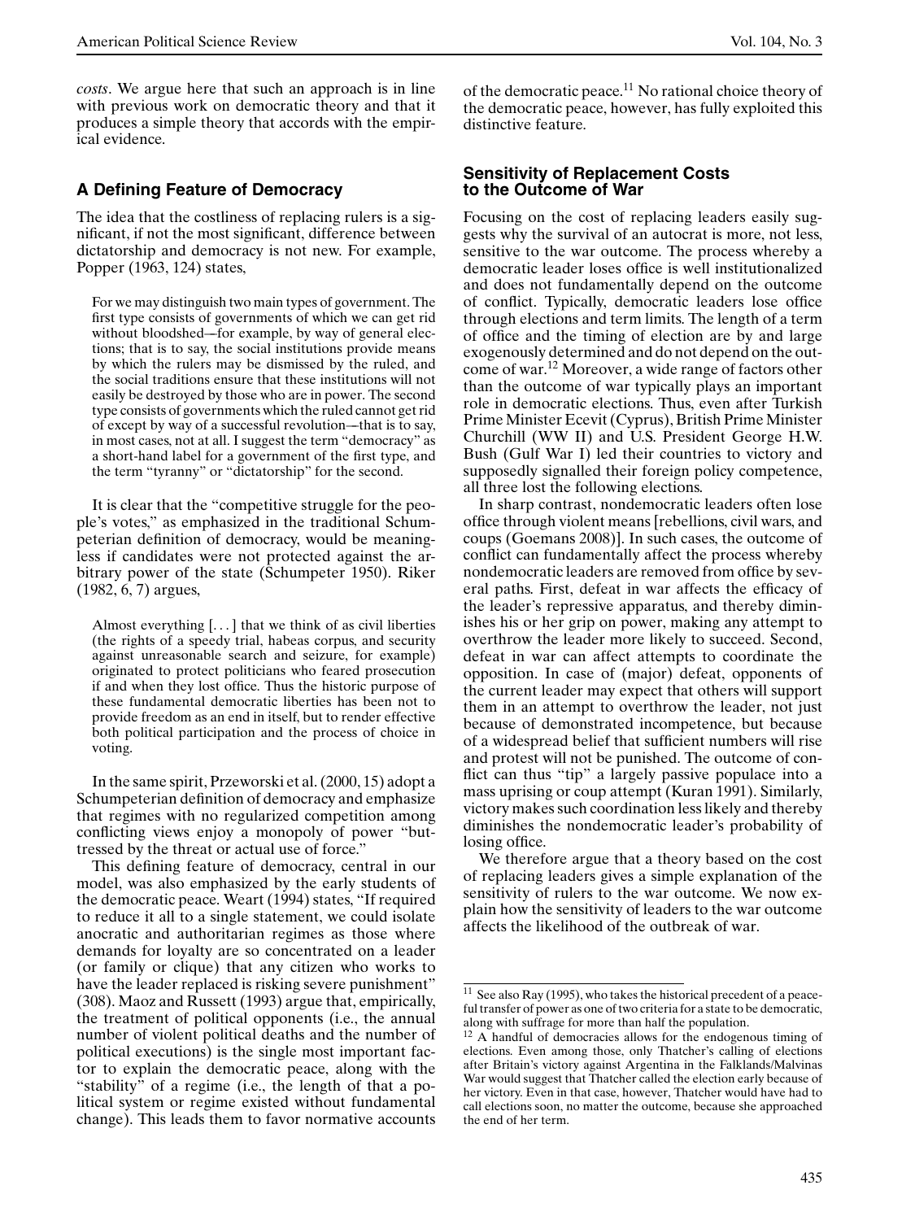*costs*. We argue here that such an approach is in line with previous work on democratic theory and that it produces a simple theory that accords with the empirical evidence.

## A Defining Feature of Democracy

The idea that the costliness of replacing rulers is a significant, if not the most significant, difference between dictatorship and democracy is not new. For example, Popper (1963, 124) states,

> For we may distinguish two main types of government. The first type consists of governments of which we can get rid without bloodshed—for example, by way of general elections; that is to say, the social institutions provide means by which the rulers may be dismissed by the ruled, and the social traditions ensure that these institutions will not easily be destroyed by those who are in power. The second type consists of governments which the ruled cannot get rid of except by way of a successful revolution—that is to say, in most cases, not at all. I suggest the term "democracy" as a short-hand label for a government of the first type, and the term "tyranny" or "dictatorship" for the second.

It is clear that the "competitive struggle for the people's votes," as emphasized in the traditional Schumpeterian definition of democracy, would be meaningless if candidates were not protected against the arbitrary power of the state (Schumpeter 1950). Riker (1982, 6, 7) argues,

> Almost everything [...] that we think of as civil liberties (the rights of a speedy trial, habeas corpus, and security against unreasonable search and seizure, for example) originated to protect politicians who feared prosecution if and when they lost office. Thus the historic purpose of these fundamental democratic liberties has been not to provide freedom as an end in itself, but to render effective both political participation and the process of choice in voting.

In the same spirit, Przeworski et al. (2000, 15) adopt a Schumpeterian definition of democracy and emphasize that regimes with no regularized competition among conflicting views enjoy a monopoly of power "buttressed by the threat or actual use of force."

This defining feature of democracy, central in our model, was also emphasized by the early students of the democratic peace. Weart (1994) states, "If required to reduce it all to a single statement, we could isolate anocratic and authoritarian regimes as those where demands for loyalty are so concentrated on a leader (or family or clique) that any citizen who works to have the leader replaced is risking severe punishment" (308). Maoz and Russett (1993) argue that, empirically, the treatment of political opponents (i.e., the annual number of violent political deaths and the number of political executions) is the single most important factor to explain the democratic peace, along with the "stability" of a regime (i.e., the length of that a political system or regime existed without fundamental change). This leads them to favor normative accounts of the democratic peace.[11] No rational choice theory of the democratic peace, however, has fully exploited this distinctive feature.

## Sensitivity of Replacement Costs to the Outcome of War

Focusing on the cost of replacing leaders easily suggests why the survival of an autocrat is more, not less, sensitive to the war outcome. The process whereby a democratic leader loses office is well institutionalized and does not fundamentally depend on the outcome of conflict. Typically, democratic leaders lose office through elections and term limits. The length of a term of office and the timing of election are by and large exogenously determined and do not depend on the outcome of war.[12] Moreover, a wide range of factors other than the outcome of war typically plays an important role in democratic elections. Thus, even after Turkish Prime Minister Ecevit (Cyprus), British Prime Minister Churchill (WW II) and U.S. President George H.W. Bush (Gulf War I) led their countries to victory and supposedly signalled their foreign policy competence, all three lost the following elections.

In sharp contrast, nondemocratic leaders often lose office through violent means [rebellions, civil wars, and coups (Goemans 2008)]. In such cases, the outcome of conflict can fundamentally affect the process whereby nondemocratic leaders are removed from office by several paths. First, defeat in war affects the efficacy of the leader's repressive apparatus, and thereby diminishes his or her grip on power, making any attempt to overthrow the leader more likely to succeed. Second, defeat in war can affect attempts to coordinate the opposition. In case of (major) defeat, opponents of the current leader may expect that others will support them in an attempt to overthrow the leader, not just because of demonstrated incompetence, but because of a widespread belief that sufficient numbers will rise and protest will not be punished. The outcome of conflict can thus "tip" a largely passive populace into a mass uprising or coup attempt (Kuran 1991). Similarly, victory makes such coordination less likely and thereby diminishes the nondemocratic leader's probability of losing office.

We therefore argue that a theory based on the cost of replacing leaders gives a simple explanation of the sensitivity of rulers to the war outcome. We now explain how the sensitivity of leaders to the war outcome affects the likelihood of the outbreak of war.

---

[11] See also Ray (1995), who takes the historical precedent of a peaceful transfer of power as one of two criteria for a state to be democratic, along with suffrage for more than half the population.

[12] A handful of democracies allows for the endogenous timing of elections. Even among those, only Thatcher's calling of elections after Britain's victory against Argentina in the Falklands/Malvinas War would suggest that Thatcher called the election early because of her victory. Even in that case, however, Thatcher would have had to call elections soon, no matter the outcome, because she approached the end of her term.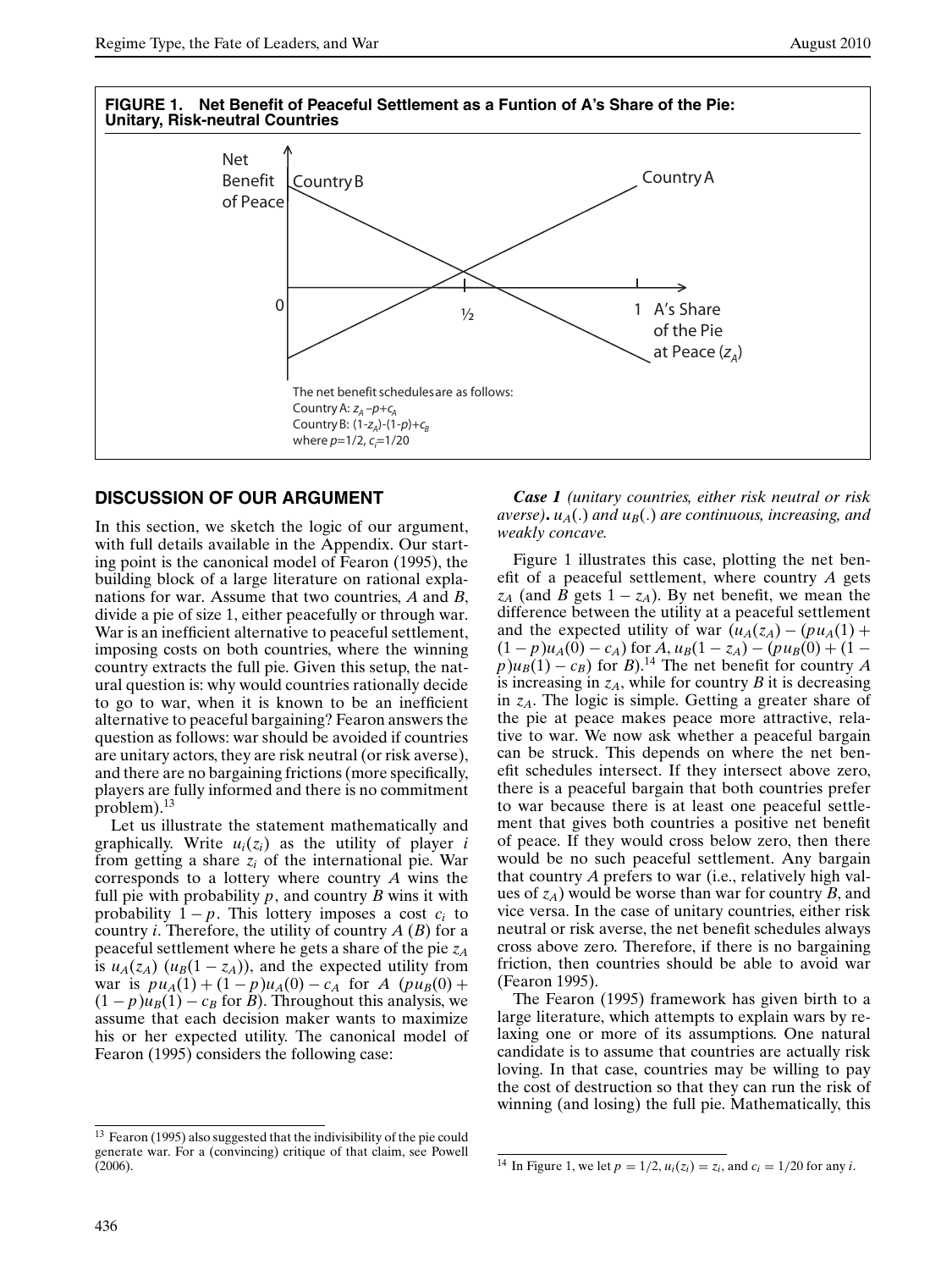**FIGURE 1. Net Benefit of Peaceful Settlement as a Funtion of A's Share of the Pie: Unitary, Risk-neutral Countries**

The net benefit schedules are as follows:
Country A: $z_A - p + c_A$
Country B: $(1-z_A)-(1-p)+c_B$
where $p=1/2$, $c_i=1/20$

## DISCUSSION OF OUR ARGUMENT

In this section, we sketch the logic of our argument, with full details available in the Appendix. Our starting point is the canonical model of Fearon (1995), the building block of a large literature on rational explanations for war. Assume that two countries, $A$ and $B$, divide a pie of size 1, either peacefully or through war. War is an inefficient alternative to peaceful settlement, imposing costs on both countries, where the winning country extracts the full pie. Given this setup, the natural question is: why would countries rationally decide to go to war, when it is known to be an inefficient alternative to peaceful bargaining? Fearon answers the question as follows: war should be avoided if countries are unitary actors, they are risk neutral (or risk averse), and there are no bargaining frictions (more specifically, players are fully informed and there is no commitment problem).[13]

Let us illustrate the statement mathematically and graphically. Write $u_i(z_i)$ as the utility of player $i$ from getting a share $z_i$ of the international pie. War corresponds to a lottery where country $A$ wins the full pie with probability $p$, and country $B$ wins it with probability $1-p$. This lottery imposes a cost $c_i$ to country $i$. Therefore, the utility of country $A$ ($B$) for a peaceful settlement where he gets a share of the pie $z_A$ is $u_A(z_A)$ ($u_B(1-z_A)$), and the expected utility from war is $pu_A(1)+(1-p)u_A(0)-c_A$ for $A$ ($pu_B(0)+(1-p)u_B(1)-c_B$ for $B$). Throughout this analysis, we assume that each decision maker wants to maximize his or her expected utility. The canonical model of Fearon (1995) considers the following case:

***Case 1*** *(unitary countries, either risk neutral or risk averse).* *$u_A(.)$ and $u_B(.)$ are continuous, increasing, and weakly concave.*

Figure 1 illustrates this case, plotting the net benefit of a peaceful settlement, where country $A$ gets $z_A$ (and $B$ gets $1-z_A$). By net benefit, we mean the difference between the utility at a peaceful settlement and the expected utility of war ($u_A(z_A)-(pu_A(1)+(1-p)u_A(0)-c_A)$ for $A$, $u_B(1-z_A)-(pu_B(0)+(1-p)u_B(1)-c_B)$ for $B$).[14] The net benefit for country $A$ is increasing in $z_A$, while for country $B$ it is decreasing in $z_A$. The logic is simple. Getting a greater share of the pie at peace makes peace more attractive, relative to war. We now ask whether a peaceful bargain can be struck. This depends on where the net benefit schedules intersect. If they intersect above zero, there is a peaceful bargain that both countries prefer to war because there is at least one peaceful settlement that gives both countries a positive net benefit of peace. If they would cross below zero, then there would be no such peaceful settlement. Any bargain that country $A$ prefers to war (i.e., relatively high values of $z_A$) would be worse than war for country $B$, and vice versa. In the case of unitary countries, either risk neutral or risk averse, the net benefit schedules always cross above zero. Therefore, if there is no bargaining friction, then countries should be able to avoid war (Fearon 1995).

The Fearon (1995) framework has given birth to a large literature, which attempts to explain wars by relaxing one or more of its assumptions. One natural candidate is to assume that countries are actually risk loving. In that case, countries may be willing to pay the cost of destruction so that they can run the risk of winning (and losing) the full pie. Mathematically, this

---

[13] Fearon (1995) also suggested that the indivisibility of the pie could generate war. For a (convincing) critique of that claim, see Powell (2006).

[14] In Figure 1, we let $p=1/2$, $u_i(z_i)=z_i$, and $c_i=1/20$ for any $i$.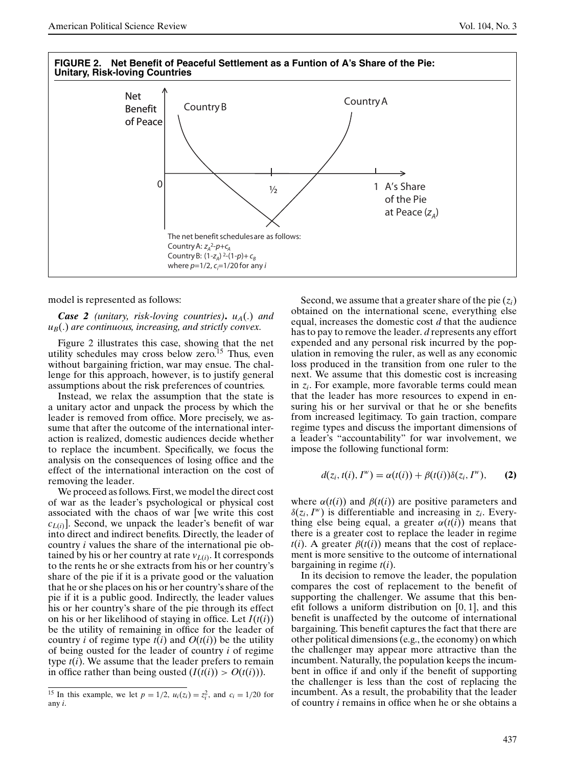**FIGURE 2. Net Benefit of Peaceful Settlement as a Funtion of A's Share of the Pie: Unitary, Risk-loving Countries**

The net benefit schedules are as follows:
Country A: $z_A^2 - p + c_A$
Country B: $(1-z_A)^2 - (1-p) + c_B$
where $p=1/2$, $c_i=1/20$ for any $i$

model is represented as follows:

***Case 2*** *(unitary, risk-loving countries)***.** $u_A(.)$ *and* $u_B(.)$ *are continuous, increasing, and strictly convex.*

Figure 2 illustrates this case, showing that the net utility schedules may cross below zero.[15] Thus, even without bargaining friction, war may ensue. The challenge for this approach, however, is to justify general assumptions about the risk preferences of countries.

Instead, we relax the assumption that the state is a unitary actor and unpack the process by which the leader is removed from office. More precisely, we assume that after the outcome of the international interaction is realized, domestic audiences decide whether to replace the incumbent. Specifically, we focus the analysis on the consequences of losing office and the effect of the international interaction on the cost of removing the leader.

We proceed as follows. First, we model the direct cost of war as the leader's psychological or physical cost associated with the chaos of war [we write this cost $c_{L(i)}$]. Second, we unpack the leader's benefit of war into direct and indirect benefits. Directly, the leader of country $i$ values the share of the international pie obtained by his or her country at rate $v_{L(i)}$. It corresponds to the rents he or she extracts from his or her country's share of the pie if it is a private good or the valuation that he or she places on his or her country's share of the pie if it is a public good. Indirectly, the leader values his or her country's share of the pie through its effect on his or her likelihood of staying in office. Let $I(t(i))$ be the utility of remaining in office for the leader of country $i$ of regime type $t(i)$ and $O(t(i))$ be the utility of being ousted for the leader of country $i$ of regime type $t(i)$. We assume that the leader prefers to remain in office rather than being ousted ($I(t(i)) > O(t(i))$).

Second, we assume that a greater share of the pie ($z_i$) obtained on the international scene, everything else equal, increases the domestic cost $d$ that the audience has to pay to remove the leader. $d$ represents any effort expended and any personal risk incurred by the population in removing the ruler, as well as any economic loss produced in the transition from one ruler to the next. We assume that this domestic cost is increasing in $z_i$. For example, more favorable terms could mean that the leader has more resources to expend in ensuring his or her survival or that he or she benefits from increased legitimacy. To gain traction, compare regime types and discuss the important dimensions of a leader's "accountability" for war involvement, we impose the following functional form:

$$d(z_i, t(i), I^w) = \alpha(t(i)) + \beta(t(i))\delta(z_i, I^w), \qquad \textbf{(2)}$$

where $\alpha(t(i))$ and $\beta(t(i))$ are positive parameters and $\delta(z_i, I^w)$ is differentiable and increasing in $z_i$. Everything else being equal, a greater $\alpha(t(i))$ means that there is a greater cost to replace the leader in regime $t(i)$. A greater $\beta(t(i))$ means that the cost of replacement is more sensitive to the outcome of international bargaining in regime $t(i)$.

In its decision to remove the leader, the population compares the cost of replacement to the benefit of supporting the challenger. We assume that this benefit follows a uniform distribution on $[0, 1]$, and this benefit is unaffected by the outcome of international bargaining. This benefit captures the fact that there are other political dimensions (e.g., the economy) on which the challenger may appear more attractive than the incumbent. Naturally, the population keeps the incumbent in office if and only if the benefit of supporting the challenger is less than the cost of replacing the incumbent. As a result, the probability that the leader of country $i$ remains in office when he or she obtains a

[15] In this example, we let $p = 1/2$, $u_i(z_i) = z_i^2$, and $c_i = 1/20$ for any $i$.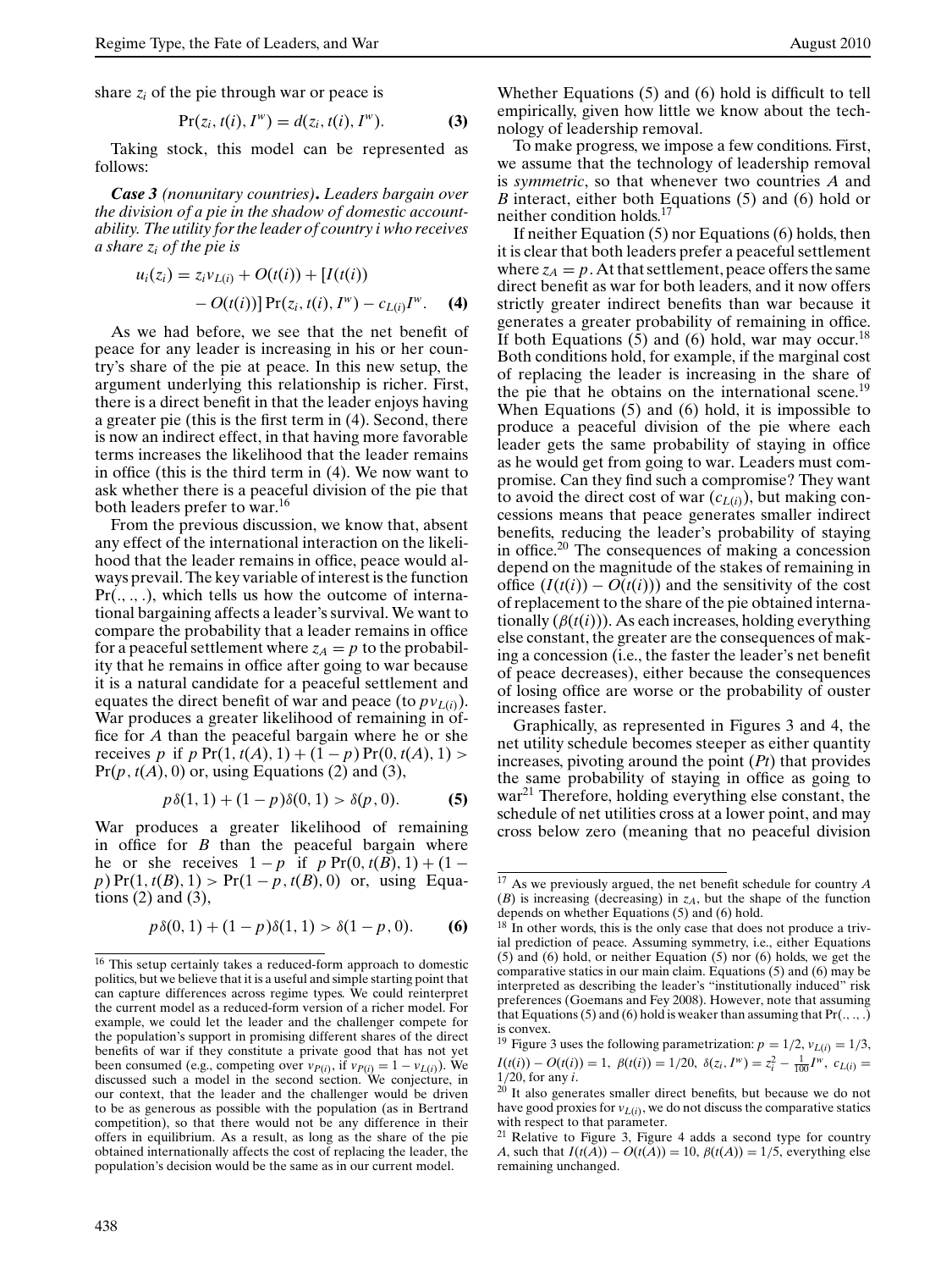share $z_i$ of the pie through war or peace is

$$\Pr(z_i, t(i), I^w) = d(z_i, t(i), I^w). \tag{3}$$

Taking stock, this model can be represented as follows:

***Case 3** (nonunitary countries)*. *Leaders bargain over the division of a pie in the shadow of domestic accountability. The utility for the leader of country i who receives a share $z_i$ of the pie is*

$$u_i(z_i) = z_i v_{L(i)} + O(t(i)) + [I(t(i)) - O(t(i))] \Pr(z_i, t(i), I^w) - c_{L(i)} I^w. \tag{4}$$

As we had before, we see that the net benefit of peace for any leader is increasing in his or her country's share of the pie at peace. In this new setup, the argument underlying this relationship is richer. First, there is a direct benefit in that the leader enjoys having a greater pie (this is the first term in (4). Second, there is now an indirect effect, in that having more favorable terms increases the likelihood that the leader remains in office (this is the third term in (4). We now want to ask whether there is a peaceful division of the pie that both leaders prefer to war.[16]

From the previous discussion, we know that, absent any effect of the international interaction on the likelihood that the leader remains in office, peace would always prevail. The key variable of interest is the function $\Pr(.,.,.)$, which tells us how the outcome of international bargaining affects a leader's survival. We want to compare the probability that a leader remains in office for a peaceful settlement where $z_A = p$ to the probability that he remains in office after going to war because it is a natural candidate for a peaceful settlement and equates the direct benefit of war and peace (to $p v_{L(i)}$). War produces a greater likelihood of remaining in office for $A$ than the peaceful bargain where he or she receives $p$ if $p \Pr(1, t(A), 1) + (1 - p) \Pr(0, t(A), 1) > \Pr(p, t(A), 0)$ or, using Equations (2) and (3),

$$p \delta(1, 1) + (1 - p) \delta(0, 1) > \delta(p, 0). \tag{5}$$

War produces a greater likelihood of remaining in office for $B$ than the peaceful bargain where he or she receives $1 - p$ if $p \Pr(0, t(B), 1) + (1 - p) \Pr(1, t(B), 1) > \Pr(1 - p, t(B), 0)$ or, using Equations (2) and (3),

$$p \delta(0, 1) + (1 - p) \delta(1, 1) > \delta(1 - p, 0). \tag{6}$$

Whether Equations (5) and (6) hold is difficult to tell empirically, given how little we know about the technology of leadership removal.

To make progress, we impose a few conditions. First, we assume that the technology of leadership removal is *symmetric*, so that whenever two countries $A$ and $B$ interact, either both Equations (5) and (6) hold or neither condition holds.[17]

If neither Equation (5) nor Equations (6) holds, then it is clear that both leaders prefer a peaceful settlement where $z_A = p$. At that settlement, peace offers the same direct benefit as war for both leaders, and it now offers strictly greater indirect benefits than war because it generates a greater probability of remaining in office. If both Equations (5) and (6) hold, war may occur.[18] Both conditions hold, for example, if the marginal cost of replacing the leader is increasing in the share of the pie that he obtains on the international scene.[19] When Equations (5) and (6) hold, it is impossible to produce a peaceful division of the pie where each leader gets the same probability of staying in office as he would get from going to war. Leaders must compromise. Can they find such a compromise? They want to avoid the direct cost of war ($c_{L(i)}$), but making concessions means that peace generates smaller indirect benefits, reducing the leader's probability of staying in office.[20] The consequences of making a concession depend on the magnitude of the stakes of remaining in office ($I(t(i)) - O(t(i))$) and the sensitivity of the cost of replacement to the share of the pie obtained internationally ($\beta(t(i))$). As each increases, holding everything else constant, the greater are the consequences of making a concession (i.e., the faster the leader's net benefit of peace decreases), either because the consequences of losing office are worse or the probability of ouster increases faster.

Graphically, as represented in Figures 3 and 4, the net utility schedule becomes steeper as either quantity increases, pivoting around the point ($Pt$) that provides the same probability of staying in office as going to war[21] Therefore, holding everything else constant, the schedule of net utilities cross at a lower point, and may cross below zero (meaning that no peaceful division

---

[16] This setup certainly takes a reduced-form approach to domestic politics, but we believe that it is a useful and simple starting point that can capture differences across regime types. We could reinterpret the current model as a reduced-form version of a richer model. For example, we could let the leader and the challenger compete for the population's support in promising different shares of the direct benefits of war if they constitute a private good that has not yet been consumed (e.g., competing over $v_{P(i)}$, if $v_{P(i)} = 1 - v_{L(i)}$). We discussed such a model in the second section. We conjecture, in our context, that the leader and the challenger would be driven to be as generous as possible with the population (as in Bertrand competition), so that there would not be any difference in their offers in equilibrium. As a result, as long as the share of the pie obtained internationally affects the cost of replacing the leader, the population's decision would be the same as in our current model.

[17] As we previously argued, the net benefit schedule for country $A$ ($B$) is increasing (decreasing) in $z_A$, but the shape of the function depends on whether Equations (5) and (6) hold.

[18] In other words, this is the only case that does not produce a trivial prediction of peace. Assuming symmetry, i.e., either Equations (5) and (6) hold, or neither Equation (5) nor (6) holds, we get the comparative statics in our main claim. Equations (5) and (6) may be interpreted as describing the leader's "institutionally induced" risk preferences (Goemans and Fey 2008). However, note that assuming that Equations (5) and (6) hold is weaker than assuming that $\Pr(.,.,.)$ is convex.

[19] Figure 3 uses the following parametrization: $p = 1/2$, $v_{L(i)} = 1/3$, $I(t(i)) - O(t(i)) = 1$, $\beta(t(i)) = 1/20$, $\delta(z_i, I^w) = z_i^2 - \frac{1}{100} I^w$, $c_{L(i)} = 1/20$, for any $i$.

[20] It also generates smaller direct benefits, but because we do not have good proxies for $v_{L(i)}$, we do not discuss the comparative statics with respect to that parameter.

[21] Relative to Figure 3, Figure 4 adds a second type for country $A$, such that $I(t(A)) - O(t(A)) = 10$, $\beta(t(A)) = 1/5$, everything else remaining unchanged.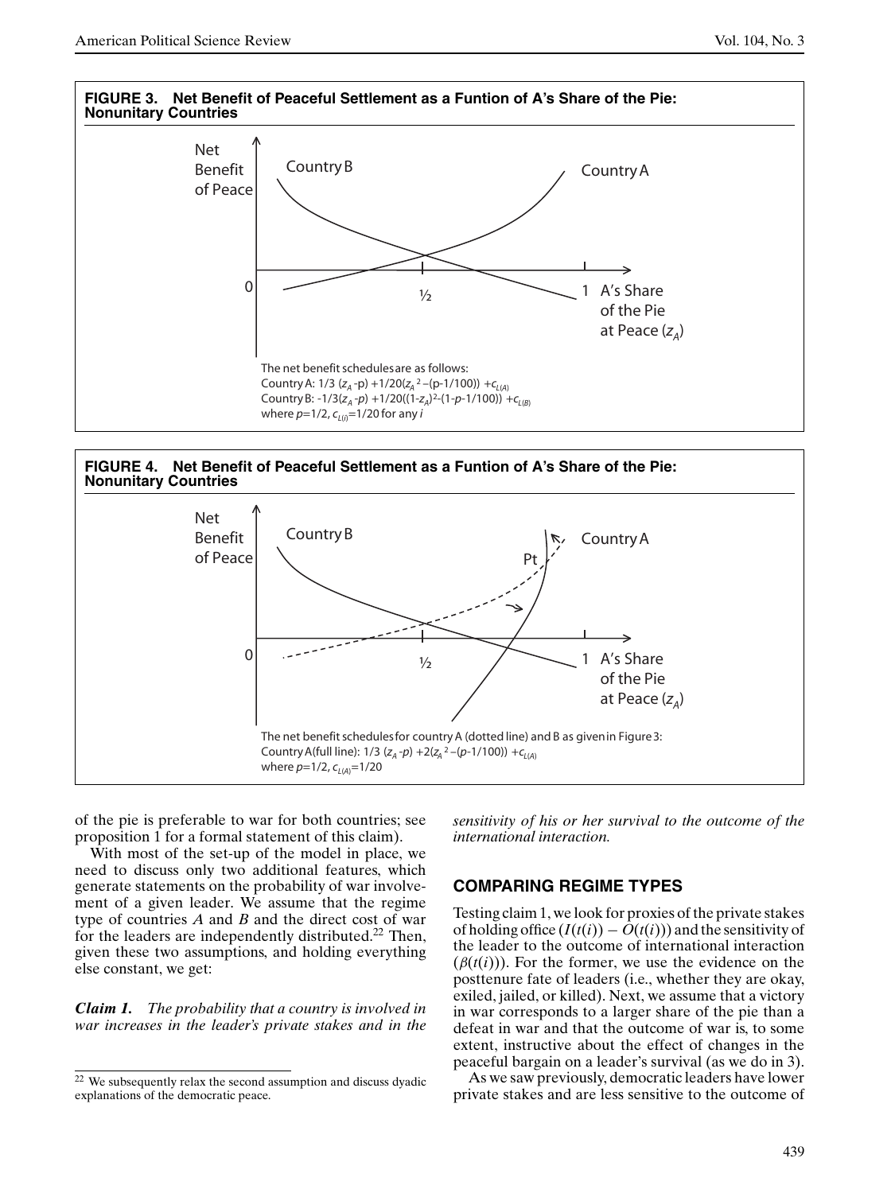**FIGURE 3. Net Benefit of Peaceful Settlement as a Funtion of A's Share of the Pie: Nonunitary Countries**

The net benefit schedules are as follows:
Country A: $1/3\ (z_A - p) + 1/20(z_A{}^2 - (p - 1/100)) + c_{L(A)}$
Country B: $-1/3(z_A - p) + 1/20((1 - z_A)^2 - (1 - p - 1/100)) + c_{L(B)}$
where $p = 1/2$, $c_{L(i)} = 1/20$ for any $i$

**FIGURE 4. Net Benefit of Peaceful Settlement as a Funtion of A's Share of the Pie: Nonunitary Countries**

The net benefit schedules for country A (dotted line) and B as given in Figure 3:
Country A (full line): $1/3\ (z_A - p) + 2(z_A{}^2 - (p - 1/100)) + c_{L(A)}$
where $p = 1/2$, $c_{L(A)} = 1/20$

of the pie is preferable to war for both countries; see proposition 1 for a formal statement of this claim).

With most of the set-up of the model in place, we need to discuss only two additional features, which generate statements on the probability of war involvement of a given leader. We assume that the regime type of countries *A* and *B* and the direct cost of war for the leaders are independently distributed.[22] Then, given these two assumptions, and holding everything else constant, we get:

***Claim 1.*** *The probability that a country is involved in war increases in the leader's private stakes and in the sensitivity of his or her survival to the outcome of the international interaction.*

[22] We subsequently relax the second assumption and discuss dyadic explanations of the democratic peace.

## COMPARING REGIME TYPES

Testing claim 1, we look for proxies of the private stakes of holding office ($(I(t(i)) - O(t(i)))$) and the sensitivity of the leader to the outcome of international interaction ($(\beta(t(i)))$). For the former, we use the evidence on the posttenure fate of leaders (i.e., whether they are okay, exiled, jailed, or killed). Next, we assume that a victory in war corresponds to a larger share of the pie than a defeat in war and that the outcome of war is, to some extent, instructive about the effect of changes in the peaceful bargain on a leader's survival (as we do in 3).

As we saw previously, democratic leaders have lower private stakes and are less sensitive to the outcome of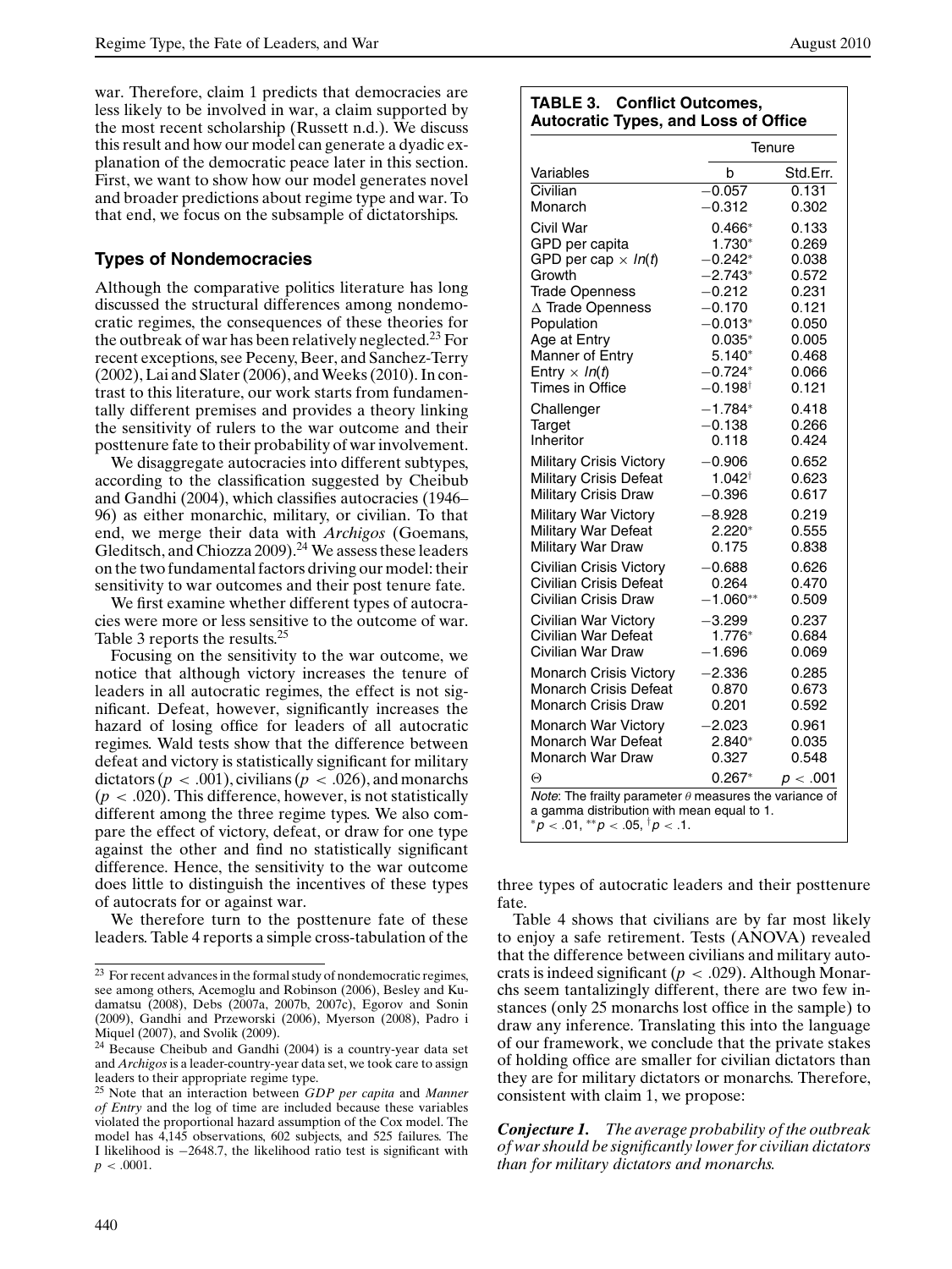war. Therefore, claim 1 predicts that democracies are less likely to be involved in war, a claim supported by the most recent scholarship (Russett n.d.). We discuss this result and how our model can generate a dyadic explanation of the democratic peace later in this section. First, we want to show how our model generates novel and broader predictions about regime type and war. To that end, we focus on the subsample of dictatorships.

## Types of Nondemocracies

Although the comparative politics literature has long discussed the structural differences among nondemocratic regimes, the consequences of these theories for the outbreak of war has been relatively neglected.[23] For recent exceptions, see Peceny, Beer, and Sanchez-Terry (2002), Lai and Slater (2006), and Weeks (2010). In contrast to this literature, our work starts from fundamentally different premises and provides a theory linking the sensitivity of rulers to the war outcome and their posttenure fate to their probability of war involvement.

We disaggregate autocracies into different subtypes, according to the classification suggested by Cheibub and Gandhi (2004), which classifies autocracies (1946–96) as either monarchic, military, or civilian. To that end, we merge their data with *Archigos* (Goemans, Gleditsch, and Chiozza 2009).[24] We assess these leaders on the two fundamental factors driving our model: their sensitivity to war outcomes and their post tenure fate.

We first examine whether different types of autocracies were more or less sensitive to the outcome of war. Table 3 reports the results.[25]

Focusing on the sensitivity to the war outcome, we notice that although victory increases the tenure of leaders in all autocratic regimes, the effect is not significant. Defeat, however, significantly increases the hazard of losing office for leaders of all autocratic regimes. Wald tests show that the difference between defeat and victory is statistically significant for military dictators ($p < .001$), civilians ($p < .026$), and monarchs ($p < .020$). This difference, however, is not statistically different among the three regime types. We also compare the effect of victory, defeat, or draw for one type against the other and find no statistically significant difference. Hence, the sensitivity to the war outcome does little to distinguish the incentives of these types of autocrats for or against war.

We therefore turn to the posttenure fate of these leaders. Table 4 reports a simple cross-tabulation of the three types of autocratic leaders and their posttenure fate.

**TABLE 3. Conflict Outcomes, Autocratic Types, and Loss of Office**

| | Tenure | |
|---|---|---|
| Variables | b | Std.Err. |
| Civilian | −0.057 | 0.131 |
| Monarch | −0.312 | 0.302 |
| Civil War | 0.466* | 0.133 |
| GPD per capita | 1.730* | 0.269 |
| GPD per cap × $ln(t)$ | −0.242* | 0.038 |
| Growth | −2.743* | 0.572 |
| Trade Openness | −0.212 | 0.231 |
| Δ Trade Openness | −0.170 | 0.121 |
| Population | −0.013* | 0.050 |
| Age at Entry | 0.035* | 0.005 |
| Manner of Entry | 5.140* | 0.468 |
| Entry × $ln(t)$ | −0.724* | 0.066 |
| Times in Office | −0.198† | 0.121 |
| Challenger | −1.784* | 0.418 |
| Target | −0.138 | 0.266 |
| Inheritor | 0.118 | 0.424 |
| Military Crisis Victory | −0.906 | 0.652 |
| Military Crisis Defeat | 1.042† | 0.623 |
| Military Crisis Draw | −0.396 | 0.617 |
| Military War Victory | −8.928 | 0.219 |
| Military War Defeat | 2.220* | 0.555 |
| Military War Draw | 0.175 | 0.838 |
| Civilian Crisis Victory | −0.688 | 0.626 |
| Civilian Crisis Defeat | 0.264 | 0.470 |
| Civilian Crisis Draw | −1.060** | 0.509 |
| Civilian War Victory | −3.299 | 0.237 |
| Civilian War Defeat | 1.776* | 0.684 |
| Civilian War Draw | −1.696 | 0.069 |
| Monarch Crisis Victory | −2.336 | 0.285 |
| Monarch Crisis Defeat | 0.870 | 0.673 |
| Monarch Crisis Draw | 0.201 | 0.592 |
| Monarch War Victory | −2.023 | 0.961 |
| Monarch War Defeat | 2.840* | 0.035 |
| Monarch War Draw | 0.327 | 0.548 |
| Θ | 0.267* | $p < .001$ |

*Note*: The frailty parameter $\theta$ measures the variance of a gamma distribution with mean equal to 1.
$^*p < .01$, $^{**}p < .05$, $^{\dagger}p < .1$.

Table 4 shows that civilians are by far most likely to enjoy a safe retirement. Tests (ANOVA) revealed that the difference between civilians and military autocrats is indeed significant ($p < .029$). Although Monarchs seem tantalizingly different, there are two few instances (only 25 monarchs lost office in the sample) to draw any inference. Translating this into the language of our framework, we conclude that the private stakes of holding office are smaller for civilian dictators than they are for military dictators or monarchs. Therefore, consistent with claim 1, we propose:

***Conjecture 1.*** *The average probability of the outbreak of war should be significantly lower for civilian dictators than for military dictators and monarchs.*

---

[23] For recent advances in the formal study of nondemocratic regimes, see among others, Acemoglu and Robinson (2006), Besley and Kudamatsu (2008), Debs (2007a, 2007b, 2007c), Egorov and Sonin (2009), Gandhi and Przeworski (2006), Myerson (2008), Padro i Miquel (2007), and Svolik (2009).

[24] Because Cheibub and Gandhi (2004) is a country-year data set and *Archigos* is a leader-country-year data set, we took care to assign leaders to their appropriate regime type.

[25] Note that an interaction between *GDP per capita* and *Manner of Entry* and the log of time are included because these variables violated the proportional hazard assumption of the Cox model. The model has 4,145 observations, 602 subjects, and 525 failures. The l likelihood is −2648.7, the likelihood ratio test is significant with $p < .0001$.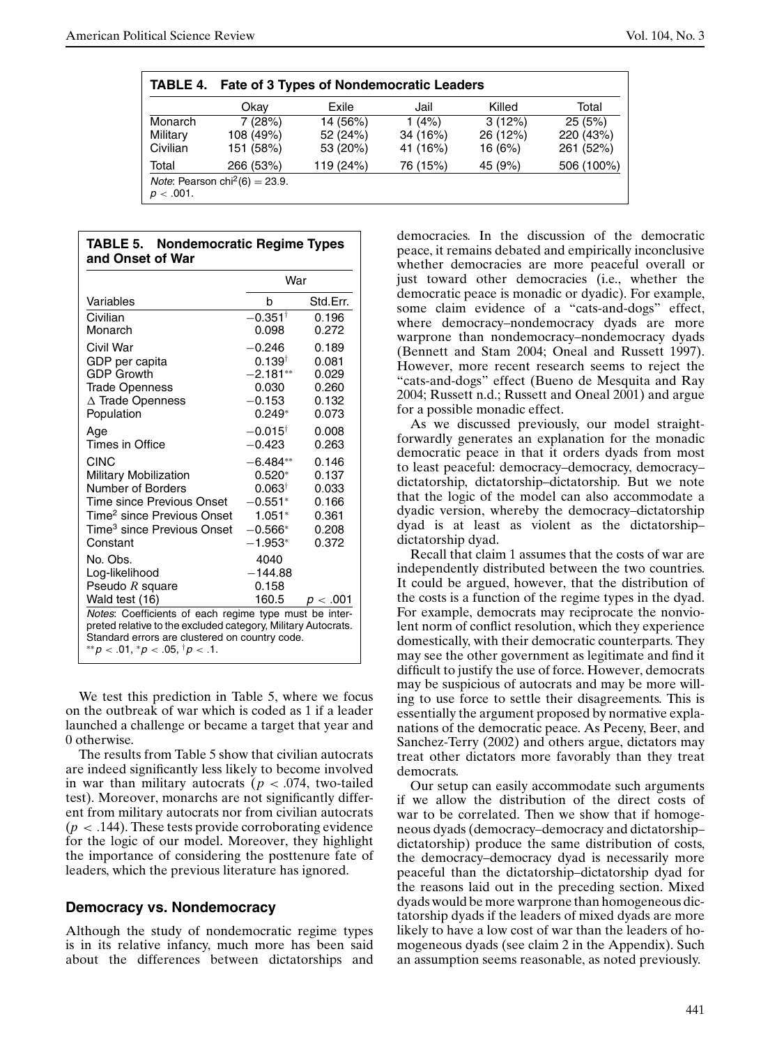**TABLE 4. Fate of 3 Types of Nondemocratic Leaders**

| | Okay | Exile | Jail | Killed | Total |
|---|---|---|---|---|---|
| Monarch | 7 (28%) | 14 (56%) | 1 (4%) | 3 (12%) | 25 (5%) |
| Military | 108 (49%) | 52 (24%) | 34 (16%) | 26 (12%) | 220 (43%) |
| Civilian | 151 (58%) | 53 (20%) | 41 (16%) | 16 (6%) | 261 (52%) |
| Total | 266 (53%) | 119 (24%) | 76 (15%) | 45 (9%) | 506 (100%) |

*Note*: Pearson $\text{chi}^2(6) = 23.9$. $p < .001$.

**TABLE 5. Nondemocratic Regime Types and Onset of War**

| | War | |
|---|---|---|
| Variables | b | Std.Err. |
| Civilian | $-0.351^{\dagger}$ | 0.196 |
| Monarch | 0.098 | 0.272 |
| Civil War | −0.246 | 0.189 |
| GDP per capita | $0.139^{\dagger}$ | 0.081 |
| GDP Growth | $-2.181^{**}$ | 0.029 |
| Trade Openness | 0.030 | 0.260 |
| Δ Trade Openness | −0.153 | 0.132 |
| Population | $0.249^{*}$ | 0.073 |
| Age | $-0.015^{\dagger}$ | 0.008 |
| Times in Office | −0.423 | 0.263 |
| CINC | $-6.484^{**}$ | 0.146 |
| Military Mobilization | $0.520^{*}$ | 0.137 |
| Number of Borders | $0.063^{\dagger}$ | 0.033 |
| Time since Previous Onset | $-0.551^{*}$ | 0.166 |
| Time$^2$ since Previous Onset | $1.051^{*}$ | 0.361 |
| Time$^3$ since Previous Onset | $-0.566^{*}$ | 0.208 |
| Constant | $-1.953^{*}$ | 0.372 |
| No. Obs. | 4040 | |
| Log-likelihood | −144.88 | |
| Pseudo $R$ square | 0.158 | |
| Wald test (16) | 160.5 | $p < .001$ |

*Notes*: Coefficients of each regime type must be interpreted relative to the excluded category, Military Autocrats. Standard errors are clustered on country code. $^{**}p < .01$, $^{*}p < .05$, $^{\dagger}p < .1$.

We test this prediction in Table 5, where we focus on the outbreak of war which is coded as 1 if a leader launched a challenge or became a target that year and 0 otherwise.

The results from Table 5 show that civilian autocrats are indeed significantly less likely to become involved in war than military autocrats ($p < .074$, two-tailed test). Moreover, monarchs are not significantly different from military autocrats nor from civilian autocrats ($p < .144$). These tests provide corroborating evidence for the logic of our model. Moreover, they highlight the importance of considering the posttenure fate of leaders, which the previous literature has ignored.

## Democracy vs. Nondemocracy

Although the study of nondemocratic regime types is in its relative infancy, much more has been said about the differences between dictatorships and democracies. In the discussion of the democratic peace, it remains debated and empirically inconclusive whether democracies are more peaceful overall or just toward other democracies (i.e., whether the democratic peace is monadic or dyadic). For example, some claim evidence of a "cats-and-dogs" effect, where democracy–nondemocracy dyads are more warprone than nondemocracy–nondemocracy dyads (Bennett and Stam 2004; Oneal and Russett 1997). However, more recent research seems to reject the "cats-and-dogs" effect (Bueno de Mesquita and Ray 2004; Russett n.d.; Russett and Oneal 2001) and argue for a possible monadic effect.

As we discussed previously, our model straightforwardly generates an explanation for the monadic democratic peace in that it orders dyads from most to least peaceful: democracy–democracy, democracy–dictatorship, dictatorship–dictatorship. But we note that the logic of the model can also accommodate a dyadic version, whereby the democracy–dictatorship dyad is at least as violent as the dictatorship–dictatorship dyad.

Recall that claim 1 assumes that the costs of war are independently distributed between the two countries. It could be argued, however, that the distribution of the costs is a function of the regime types in the dyad. For example, democrats may reciprocate the nonviolent norm of conflict resolution, which they experience domestically, with their democratic counterparts. They may see the other government as legitimate and find it difficult to justify the use of force. However, democrats may be suspicious of autocrats and may be more willing to use force to settle their disagreements. This is essentially the argument proposed by normative explanations of the democratic peace. As Peceny, Beer, and Sanchez-Terry (2002) and others argue, dictators may treat other dictators more favorably than they treat democrats.

Our setup can easily accommodate such arguments if we allow the distribution of the direct costs of war to be correlated. Then we show that if homogeneous dyads (democracy–democracy and dictatorship–dictatorship) produce the same distribution of costs, the democracy–democracy dyad is necessarily more peaceful than the dictatorship–dictatorship dyad for the reasons laid out in the preceding section. Mixed dyads would be more warprone than homogeneous dictatorship dyads if the leaders of mixed dyads are more likely to have a low cost of war than the leaders of homogeneous dyads (see claim 2 in the Appendix). Such an assumption seems reasonable, as noted previously.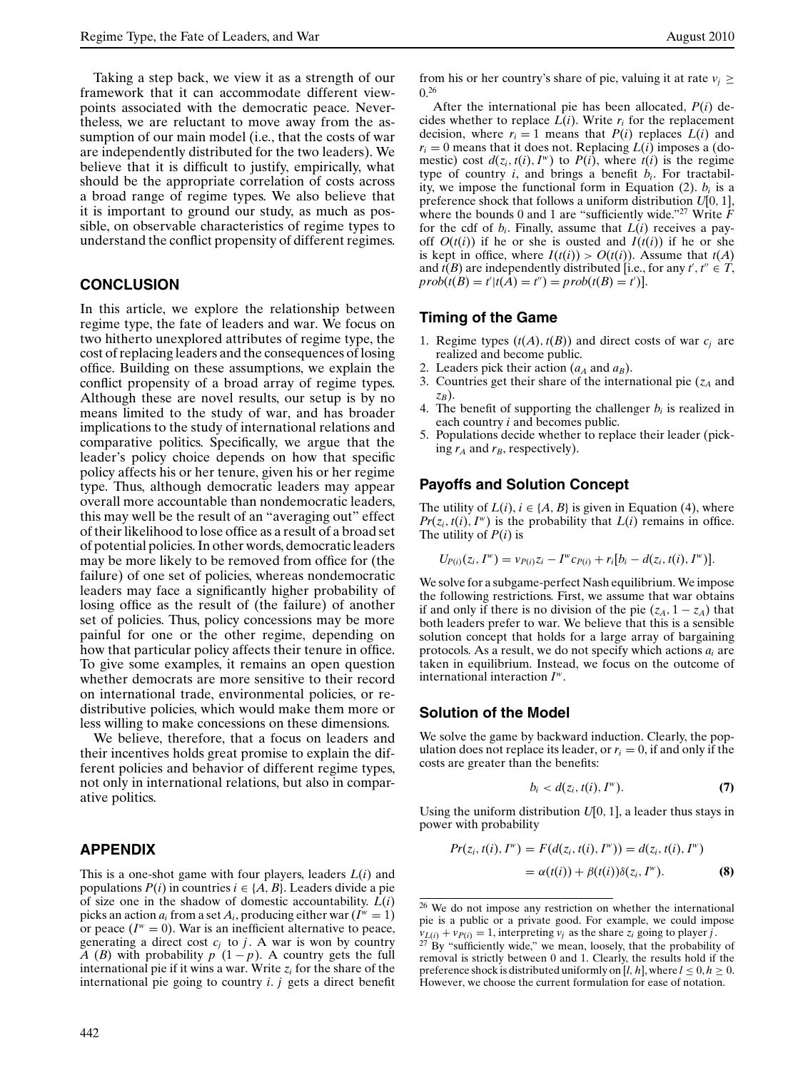Taking a step back, we view it as a strength of our framework that it can accommodate different viewpoints associated with the democratic peace. Nevertheless, we are reluctant to move away from the assumption of our main model (i.e., that the costs of war are independently distributed for the two leaders). We believe that it is difficult to justify, empirically, what should be the appropriate correlation of costs across a broad range of regime types. We also believe that it is important to ground our study, as much as possible, on observable characteristics of regime types to understand the conflict propensity of different regimes.

## CONCLUSION

In this article, we explore the relationship between regime type, the fate of leaders and war. We focus on two hitherto unexplored attributes of regime type, the cost of replacing leaders and the consequences of losing office. Building on these assumptions, we explain the conflict propensity of a broad array of regime types. Although these are novel results, our setup is by no means limited to the study of war, and has broader implications to the study of international relations and comparative politics. Specifically, we argue that the leader's policy choice depends on how that specific policy affects his or her tenure, given his or her regime type. Thus, although democratic leaders may appear overall more accountable than nondemocratic leaders, this may well be the result of an "averaging out" effect of their likelihood to lose office as a result of a broad set of potential policies. In other words, democratic leaders may be more likely to be removed from office for (the failure) of one set of policies, whereas nondemocratic leaders may face a significantly higher probability of losing office as the result of (the failure) of another set of policies. Thus, policy concessions may be more painful for one or the other regime, depending on how that particular policy affects their tenure in office. To give some examples, it remains an open question whether democrats are more sensitive to their record on international trade, environmental policies, or redistributive policies, which would make them more or less willing to make concessions on these dimensions.

We believe, therefore, that a focus on leaders and their incentives holds great promise to explain the different policies and behavior of different regime types, not only in international relations, but also in comparative politics.

## APPENDIX

This is a one-shot game with four players, leaders $L(i)$ and populations $P(i)$ in countries $i \in \{A, B\}$. Leaders divide a pie of size one in the shadow of domestic accountability. $L(i)$ picks an action $a_i$ from a set $A_i$, producing either war ($I^w = 1$) or peace ($I^w = 0$). War is an inefficient alternative to peace, generating a direct cost $c_j$ to $j$. A war is won by country $A$ ($B$) with probability $p$ $(1 - p)$. A country gets the full international pie if it wins a war. Write $z_i$ for the share of the international pie going to country $i$. $j$ gets a direct benefit from his or her country's share of pie, valuing it at rate $v_j \geq 0$.[26]

After the international pie has been allocated, $P(i)$ decides whether to replace $L(i)$. Write $r_i$ for the replacement decision, where $r_i = 1$ means that $P(i)$ replaces $L(i)$ and $r_i = 0$ means that it does not. Replacing $L(i)$ imposes a (domestic) cost $d(z_i, t(i), I^w)$ to $P(i)$, where $t(i)$ is the regime type of country $i$, and brings a benefit $b_i$. For tractability, we impose the functional form in Equation (2). $b_i$ is a preference shock that follows a uniform distribution $U[0, 1]$, where the bounds 0 and 1 are "sufficiently wide."[27] Write $F$ for the cdf of $b_i$. Finally, assume that $L(i)$ receives a payoff $O(t(i))$ if he or she is ousted and $I(t(i))$ if he or she is kept in office, where $I(t(i)) > O(t(i))$. Assume that $t(A)$ and $t(B)$ are independently distributed [i.e., for any $t', t'' \in T$, $prob(t(B) = t' | t(A) = t'') = prob(t(B) = t')$].

### Timing of the Game

1. Regime types $(t(A), t(B))$ and direct costs of war $c_j$ are realized and become public.
2. Leaders pick their action ($a_A$ and $a_B$).
3. Countries get their share of the international pie ($z_A$ and $z_B$).
4. The benefit of supporting the challenger $b_i$ is realized in each country $i$ and becomes public.
5. Populations decide whether to replace their leader (picking $r_A$ and $r_B$, respectively).

### Payoffs and Solution Concept

The utility of $L(i)$, $i \in \{A, B\}$ is given in Equation (4), where $Pr(z_i, t(i), I^w)$ is the probability that $L(i)$ remains in office. The utility of $P(i)$ is

$$U_{P(i)}(z_i, I^w) = v_{P(i)} z_i - I^w c_{P(i)} + r_i[b_i - d(z_i, t(i), I^w)].$$

We solve for a subgame-perfect Nash equilibrium. We impose the following restrictions. First, we assume that war obtains if and only if there is no division of the pie $(z_A, 1 - z_A)$ that both leaders prefer to war. We believe that this is a sensible solution concept that holds for a large array of bargaining protocols. As a result, we do not specify which actions $a_i$ are taken in equilibrium. Instead, we focus on the outcome of international interaction $I^w$.

### Solution of the Model

We solve the game by backward induction. Clearly, the population does not replace its leader, or $r_i = 0$, if and only if the costs are greater than the benefits:

$$b_i < d(z_i, t(i), I^w). \tag{7}$$

Using the uniform distribution $U[0, 1]$, a leader thus stays in power with probability

$$\begin{aligned} Pr(z_i, t(i), I^w) &= F(d(z_i, t(i), I^w)) = d(z_i, t(i), I^w) \\ &= \alpha(t(i)) + \beta(t(i))\delta(z_i, I^w). \end{aligned} \tag{8}$$

[26] We do not impose any restriction on whether the international pie is a public or a private good. For example, we could impose $v_{L(i)} + v_{P(i)} = 1$, interpreting $v_j$ as the share $z_i$ going to player $j$.

[27] By "sufficiently wide," we mean, loosely, that the probability of removal is strictly between 0 and 1. Clearly, the results hold if the preference shock is distributed uniformly on $[l, h]$, where $l \leq 0, h \geq 0$. However, we choose the current formulation for ease of notation.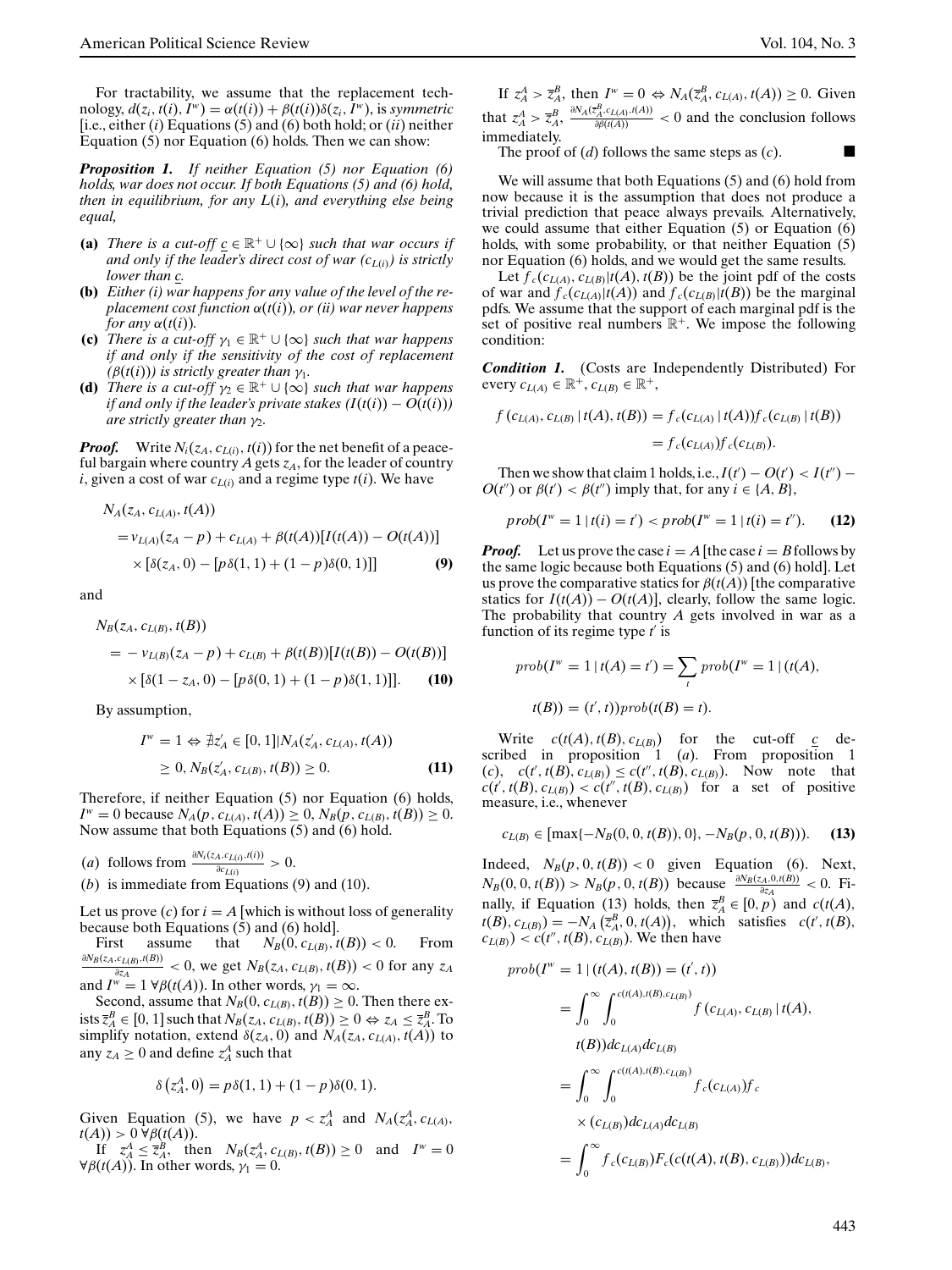For tractability, we assume that the replacement technology, $d(z_i, t(i), I^w) = \alpha(t(i)) + \beta(t(i))\delta(z_i, I^w)$, is *symmetric* [i.e., either (*i*) Equations (5) and (6) both hold; or (*ii*) neither Equation (5) nor Equation (6) holds. Then we can show:

***Proposition 1.*** *If neither Equation (5) nor Equation (6) holds, war does not occur. If both Equations (5) and (6) hold, then in equilibrium, for any $L(i)$, and everything else being equal,*

- **(a)** *There is a cut-off $\underline{c} \in \mathbb{R}^+ \cup \{\infty\}$ such that war occurs if and only if the leader's direct cost of war ($c_{L(i)}$) is strictly lower than $\underline{c}$.*
- **(b)** *Either (i) war happens for any value of the level of the replacement cost function $\alpha(t(i))$, or (ii) war never happens for any $\alpha(t(i))$.*
- **(c)** *There is a cut-off $\gamma_1 \in \mathbb{R}^+ \cup \{\infty\}$ such that war happens if and only if the sensitivity of the cost of replacement ($\beta(t(i))$) is strictly greater than $\gamma_1$.*
- **(d)** *There is a cut-off $\gamma_2 \in \mathbb{R}^+ \cup \{\infty\}$ such that war happens if and only if the leader's private stakes ($I(t(i)) - O(t(i))$) are strictly greater than $\gamma_2$.*

***Proof.*** Write $N_i(z_A, c_{L(i)}, t(i))$ for the net benefit of a peaceful bargain where country $A$ gets $z_A$, for the leader of country $i$, given a cost of war $c_{L(i)}$ and a regime type $t(i)$. We have

$$\begin{aligned} N_A(z_A, c_{L(A)}, t(A)) &= v_{L(A)}(z_A - p) + c_{L(A)} + \beta(t(A))[I(t(A)) - O(t(A))] \\ &\quad \times [\delta(z_A, 0) - [p\delta(1,1) + (1-p)\delta(0,1)]] \end{aligned} \tag{9}$$

and

$$\begin{aligned} N_B(z_A, c_{L(B)}, t(B)) &= -v_{L(B)}(z_A - p) + c_{L(B)} + \beta(t(B))[I(t(B)) - O(t(B))] \\ &\quad \times [\delta(1 - z_A, 0) - [p\delta(0,1) + (1-p)\delta(1,1)]]. \end{aligned} \tag{10}$$

By assumption,

$$I^w = 1 \Leftrightarrow \nexists z'_A \in [0,1] | N_A(z'_A, c_{L(A)}, t(A)) \geq 0, N_B(z'_A, c_{L(B)}, t(B)) \geq 0. \tag{11}$$

Therefore, if neither Equation (5) nor Equation (6) holds, $I^w = 0$ because $N_A(p, c_{L(A)}, t(A)) \geq 0$, $N_B(p, c_{L(B)}, t(B)) \geq 0$. Now assume that both Equations (5) and (6) hold.

(*a*) follows from $\frac{\partial N_i(z_A, c_{L(i)}, t(i))}{\partial c_{L(i)}} > 0$.

(*b*) is immediate from Equations (9) and (10).

Let us prove (*c*) for $i = A$ [which is without loss of generality because both Equations (5) and (6) hold].

First assume that $N_B(0, c_{L(B)}, t(B)) < 0$. From $\frac{\partial N_B(z_A, c_{L(B)}, t(B))}{\partial z_A} < 0$, we get $N_B(z_A, c_{L(B)}, t(B)) < 0$ for any $z_A$ and $I^w = 1 \; \forall \beta(t(A))$. In other words, $\gamma_1 = \infty$.

Second, assume that $N_B(0, c_{L(B)}, t(B)) \geq 0$. Then there exists $\overline{z}_A^B \in [0,1]$ such that $N_B(z_A, c_{L(B)}, t(B)) \geq 0 \Leftrightarrow z_A \leq \overline{z}_A^B$. To simplify notation, extend $\delta(z_A, 0)$ and $N_A(z_A, c_{L(A)}, t(A))$ to any $z_A \geq 0$ and define $z_A^A$ such that

$$\delta\left(z_A^A, 0\right) = p\delta(1,1) + (1-p)\delta(0,1).$$

Given Equation (5), we have $p < z_A^A$ and $N_A(z_A^A, c_{L(A)}, t(A)) > 0 \; \forall \beta(t(A))$.

If $z_A^A \leq \overline{z}_A^B$, then $N_B(z_A^A, c_{L(B)}, t(B)) \geq 0$ and $I^w = 0$ $\forall \beta(t(A))$. In other words, $\gamma_1 = 0$.

If $z_A^A > \overline{z}_A^B$, then $I^w = 0 \Leftrightarrow N_A(\overline{z}_A^B, c_{L(A)}, t(A)) \geq 0$. Given that $z_A^A > \overline{z}_A^B$, $\frac{\partial N_A(\overline{z}_A^B, c_{L(A)}, t(A))}{\partial \beta(t(A))} < 0$ and the conclusion follows immediately.

The proof of (*d*) follows the same steps as (*c*). ■

We will assume that both Equations (5) and (6) hold from now because it is the assumption that does not produce a trivial prediction that peace always prevails. Alternatively, we could assume that either Equation (5) or Equation (6) holds, with some probability, or that neither Equation (5) nor Equation (6) holds, and we would get the same results.

Let $f_c(c_{L(A)}, c_{L(B)} | t(A), t(B))$ be the joint pdf of the costs of war and $f_c(c_{L(A)} | t(A))$ and $f_c(c_{L(B)} | t(B))$ be the marginal pdfs. We assume that the support of each marginal pdf is the set of positive real numbers $\mathbb{R}^+$. We impose the following condition:

***Condition 1.*** (Costs are Independently Distributed) For every $c_{L(A)} \in \mathbb{R}^+$, $c_{L(B)} \in \mathbb{R}^+$,

$$\begin{aligned} f(c_{L(A)}, c_{L(B)} | t(A), t(B)) &= f_c(c_{L(A)} | t(A)) f_c(c_{L(B)} | t(B)) \\ &= f_c(c_{L(A)}) f_c(c_{L(B)}). \end{aligned}$$

Then we show that claim 1 holds, i.e., $I(t') - O(t') < I(t'') - O(t'')$ or $\beta(t') < \beta(t'')$ imply that, for any $i \in \{A, B\}$,

$$prob(I^w = 1 | t(i) = t') < prob(I^w = 1 | t(i) = t''). \tag{12}$$

***Proof.*** Let us prove the case $i = A$ [the case $i = B$ follows by the same logic because both Equations (5) and (6) hold]. Let us prove the comparative statics for $\beta(t(A))$ [the comparative statics for $I(t(A)) - O(t(A))$], clearly, follow the same logic. The probability that country $A$ gets involved in war as a function of its regime type $t'$ is

$$prob(I^w = 1 | t(A) = t') = \sum_t prob(I^w = 1 | (t(A), t(B)) = (t', t)) prob(t(B) = t).$$

Write $c(t(A), t(B), c_{L(B)})$ for the cut-off $\underline{c}$ described in proposition 1 (*a*). From proposition 1 (*c*), $c(t', t(B), c_{L(B)}) \leq c(t'', t(B), c_{L(B)})$. Now note that $c(t', t(B), c_{L(B)}) < c(t'', t(B), c_{L(B)})$ for a set of positive measure, i.e., whenever

$$c_{L(B)} \in [\max\{-N_B(0, 0, t(B)), 0\}, -N_B(p, 0, t(B))). \tag{13}$$

Indeed, $N_B(p, 0, t(B)) < 0$ given Equation (6). Next, $N_B(0, 0, t(B)) > N_B(p, 0, t(B))$ because $\frac{\partial N_B(z_A, 0, t(B))}{\partial z_A} < 0$. Finally, if Equation (13) holds, then $\overline{z}_A^B \in [0, p)$ and $c(t(A), t(B), c_{L(B)}) = -N_A\left(\overline{z}_A^B, 0, t(A)\right)$, which satisfies $c(t', t(B), c_{L(B)}) < c(t'', t(B), c_{L(B)})$. We then have

$$\begin{aligned} prob(I^w = 1 | (t(A), t(B)) = (t', t)) &= \int_0^\infty \int_0^{c(t(A), t(B), c_{L(B)})} f(c_{L(A)}, c_{L(B)} | t(A), t(B)) dc_{L(A)} dc_{L(B)} \\ &= \int_0^\infty \int_0^{c(t(A), t(B), c_{L(B)})} f_c(c_{L(A)}) f_c(c_{L(B)}) dc_{L(A)} dc_{L(B)} \\ &= \int_0^\infty f_c(c_{L(B)}) F_c(c(t(A), t(B), c_{L(B)})) dc_{L(B)}, \end{aligned}$$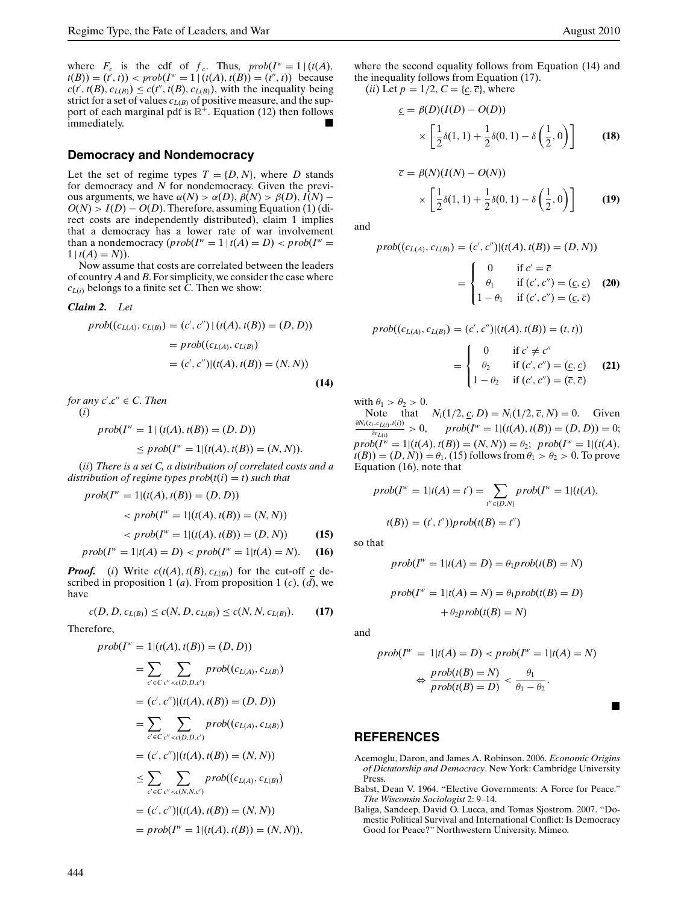where $F_c$ is the cdf of $f_c$. Thus, $prob(I^w = 1 \mid (t(A), t(B)) = (t', t)) < prob(I^w = 1 \mid (t(A), t(B)) = (t'', t))$ because $c(t', t(B), c_{L(B)}) \leq c(t'', t(B), c_{L(B)})$, with the inequality being strict for a set of values $c_{L(B)}$ of positive measure, and the support of each marginal pdf is $\mathbb{R}^+$. Equation (12) then follows immediately. ■

## Democracy and Nondemocracy

Let the set of regime types $T = \{D, N\}$, where $D$ stands for democracy and $N$ for nondemocracy. Given the previous arguments, we have $\alpha(N) > \alpha(D)$, $\beta(N) > \beta(D)$, $I(N) - O(N) > I(D) - O(D)$. Therefore, assuming Equation (1) (direct costs are independently distributed), claim 1 implies that a democracy has a lower rate of war involvement than a nondemocracy ($prob(I^w = 1 \mid t(A) = D) < prob(I^w = 1 \mid t(A) = N)$).

Now assume that costs are correlated between the leaders of country $A$ and $B$. For simplicity, we consider the case where $c_{L(i)}$ belongs to a finite set $C$. Then we show:

***Claim 2.*** *Let*

$$
\begin{aligned}
prob((c_{L(A)}, c_{L(B)}) = (c', c'') \mid (t(A), t(B)) = (D, D)) \\
= prob((c_{L(A)}, c_{L(B)}) \\
= (c', c'') | (t(A), t(B)) = (N, N))
\end{aligned}
\tag{14}
$$

*for any $c', c'' \in C$. Then*

($i$)

$$
\begin{aligned}
prob(I^w = 1 \mid (t(A), t(B)) = (D, D)) \\
\leq prob(I^w = 1 | (t(A), t(B)) = (N, N)).
\end{aligned}
$$

($ii$) *There is a set C, a distribution of correlated costs and a distribution of regime types $prob(t(i) = t)$ such that*

$$
\begin{aligned}
prob(I^w = 1 | (t(A), t(B)) = (D, D)) \\
< prob(I^w = 1 | (t(A), t(B)) = (N, N)) \\
< prob(I^w = 1 | (t(A), t(B)) = (D, N))
\end{aligned}
\tag{15}
$$

$$
prob(I^w = 1 | t(A) = D) < prob(I^w = 1 | t(A) = N). \tag{16}
$$

***Proof.*** ($i$) Write $c(t(A), t(B), c_{L(B)})$ for the cut-off $\underline{c}$ described in proposition 1 ($a$). From proposition 1 ($c$), ($d$), we have

$$
c(D, D, c_{L(B)}) \leq c(N, D, c_{L(B)}) \leq c(N, N, c_{L(B)}). \tag{17}
$$

Therefore,

$$
\begin{aligned}
prob(I^w &= 1 | (t(A), t(B)) = (D, D)) \\
&= \sum_{c' \in C} \sum_{c'' < c(D, D, c')} prob((c_{L(A)}, c_{L(B)}) \\
&= (c', c'') | (t(A), t(B)) = (D, D)) \\
&= \sum_{c' \in C} \sum_{c'' < c(D, D, c')} prob((c_{L(A)}, c_{L(B)}) \\
&= (c', c'') | (t(A), t(B)) = (N, N)) \\
&\leq \sum_{c' \in C} \sum_{c'' < c(N, N, c')} prob((c_{L(A)}, c_{L(B)}) \\
&= (c', c'') | (t(A), t(B)) = (N, N)) \\
&= prob(I^w = 1 | (t(A), t(B)) = (N, N)),
\end{aligned}
$$

where the second equality follows from Equation (14) and the inequality follows from Equation (17).

($ii$) Let $p = 1/2$, $C = \{\underline{c}, \overline{c}\}$, where

$$
\underline{c} = \beta(D)(I(D) - O(D)) \times \left[\frac{1}{2}\delta(1, 1) + \frac{1}{2}\delta(0, 1) - \delta\left(\frac{1}{2}, 0\right)\right] \tag{18}
$$

$$
\overline{c} = \beta(N)(I(N) - O(N)) \times \left[\frac{1}{2}\delta(1, 1) + \frac{1}{2}\delta(0, 1) - \delta\left(\frac{1}{2}, 0\right)\right] \tag{19}
$$

and

$$
\begin{aligned}
prob((c_{L(A)}, c_{L(B)}) = (c', c'') | (t(A), t(B)) = (D, N)) \\
= \begin{cases} 0 & \text{if } c' = \overline{c} \\ \theta_1 & \text{if } (c', c'') = (\underline{c}, \underline{c}) \\ 1 - \theta_1 & \text{if } (c', c'') = (\underline{c}, \overline{c}) \end{cases}
\end{aligned}
\tag{20}
$$

$$
\begin{aligned}
prob((c_{L(A)}, c_{L(B)}) = (c', c'') | (t(A), t(B)) = (t, t)) \\
= \begin{cases} 0 & \text{if } c' \neq c'' \\ \theta_2 & \text{if } (c', c'') = (\underline{c}, \underline{c}) \\ 1 - \theta_2 & \text{if } (c', c'') = (\overline{c}, \overline{c}) \end{cases}
\end{aligned}
\tag{21}
$$

with $\theta_1 > \theta_2 > 0$.

Note that $N_i(1/2, \underline{c}, D) = N_i(1/2, \overline{c}, N) = 0$. Given $\frac{\partial N_i(z_i, c_{L(i)}, t(i))}{\partial c_{L(i)}} > 0$, $prob(I^w = 1 | (t(A), t(B)) = (D, D)) = 0$; $prob(I^w = 1 | (t(A), t(B)) = (N, N)) = \theta_2$; $prob(I^w = 1 | (t(A), t(B)) = (D, N)) = \theta_1$. (15) follows from $\theta_1 > \theta_2 > 0$. To prove Equation (16), note that

$$
\begin{aligned}
prob(I^w = 1 | t(A) = t') = \sum_{t'' \in \{D, N\}} prob(I^w = 1 | (t(A), \\
t(B)) = (t', t'')) prob(t(B) = t'')
\end{aligned}
$$

so that

$$
prob(I^w = 1 | t(A) = D) = \theta_1 prob(t(B) = N)
$$

$$
\begin{aligned}
prob(I^w = 1 | t(A) = N) = \theta_1 prob(t(B) = D) \\
+ \theta_2 prob(t(B) = N)
\end{aligned}
$$

and

$$
\begin{aligned}
prob(I^w = 1 | t(A) = D) < prob(I^w = 1 | t(A) = N) \\
\Leftrightarrow \frac{prob(t(B) = N)}{prob(t(B) = D)} < \frac{\theta_1}{\theta_1 - \theta_2}.
\end{aligned}
$$

■

## REFERENCES

Acemoglu, Daron, and James A. Robinson. 2006. *Economic Origins of Dictatorship and Democracy*. New York: Cambridge University Press.

Babst, Dean V. 1964. "Elective Governments: A Force for Peace." *The Wisconsin Sociologist* 2: 9–14.

Baliga, Sandeep, David O. Lucca, and Tomas Sjostrom. 2007. "Domestic Political Survival and International Conflict: Is Democracy Good for Peace?" Northwestern University. Mimeo.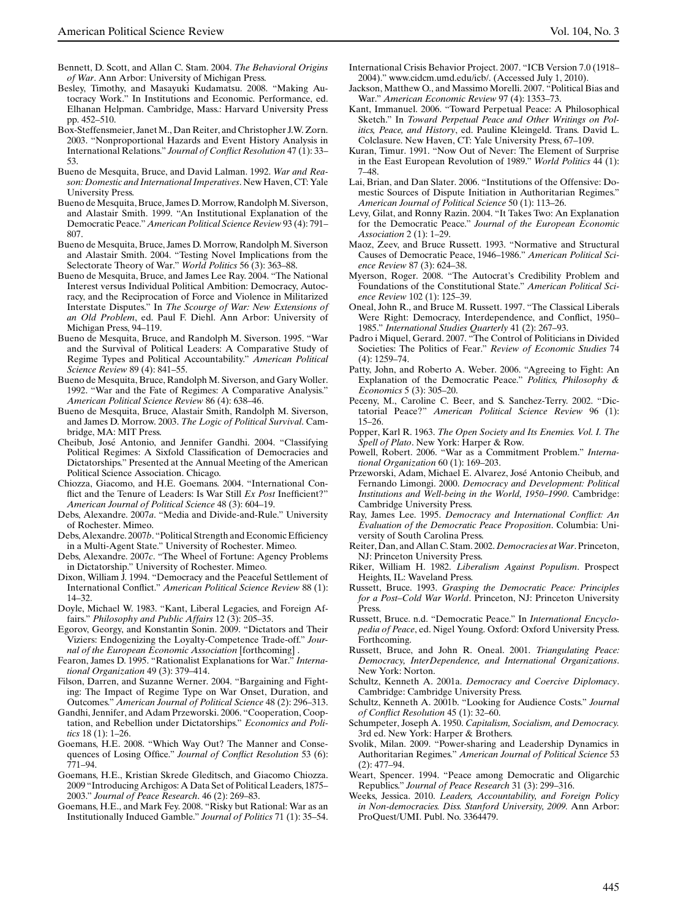Bennett, D. Scott, and Allan C. Stam. 2004. *The Behavioral Origins of War*. Ann Arbor: University of Michigan Press.

Besley, Timothy, and Masayuki Kudamatsu. 2008. "Making Autocracy Work." In Institutions and Economic. Performance, ed. Elhanan Helpman. Cambridge, Mass.: Harvard University Press pp. 452–510.

Box-Steffensmeier, Janet M., Dan Reiter, and Christopher J.W. Zorn. 2003. "Nonproportional Hazards and Event History Analysis in International Relations." *Journal of Conflict Resolution* 47 (1): 33–53.

Bueno de Mesquita, Bruce, and David Lalman. 1992. *War and Reason: Domestic and International Imperatives*. New Haven, CT: Yale University Press.

Bueno de Mesquita, Bruce, James D. Morrow, Randolph M. Siverson, and Alastair Smith. 1999. "An Institutional Explanation of the Democratic Peace." *American Political Science Review* 93 (4): 791–807.

Bueno de Mesquita, Bruce, James D. Morrow, Randolph M. Siverson and Alastair Smith. 2004. "Testing Novel Implications from the Selectorate Theory of War." *World Politics* 56 (3): 363–88.

Bueno de Mesquita, Bruce, and James Lee Ray. 2004. "The National Interest versus Individual Political Ambition: Democracy, Autocracy, and the Reciprocation of Force and Violence in Militarized Interstate Disputes." In *The Scourge of War: New Extensions of an Old Problem*, ed. Paul F. Diehl. Ann Arbor: University of Michigan Press, 94–119.

Bueno de Mesquita, Bruce, and Randolph M. Siverson. 1995. "War and the Survival of Political Leaders: A Comparative Study of Regime Types and Political Accountability." *American Political Science Review* 89 (4): 841–55.

Bueno de Mesquita, Bruce, Randolph M. Siverson, and Gary Woller. 1992. "War and the Fate of Regimes: A Comparative Analysis." *American Political Science Review* 86 (4): 638–46.

Bueno de Mesquita, Bruce, Alastair Smith, Randolph M. Siverson, and James D. Morrow. 2003. *The Logic of Political Survival*. Cambridge, MA: MIT Press.

Cheibub, José Antonio, and Jennifer Gandhi. 2004. "Classifying Political Regimes: A Sixfold Classification of Democracies and Dictatorships." Presented at the Annual Meeting of the American Political Science Association. Chicago.

Chiozza, Giacomo, and H.E. Goemans. 2004. "International Conflict and the Tenure of Leaders: Is War Still *Ex Post* Inefficient?" *American Journal of Political Science* 48 (3): 604–19.

Debs, Alexandre. 2007*a*. "Media and Divide-and-Rule." University of Rochester. Mimeo.

Debs, Alexandre. 2007*b*. "Political Strength and Economic Efficiency in a Multi-Agent State." University of Rochester. Mimeo.

Debs, Alexandre. 2007*c*. "The Wheel of Fortune: Agency Problems in Dictatorship." University of Rochester. Mimeo.

Dixon, William J. 1994. "Democracy and the Peaceful Settlement of International Conflict." *American Political Science Review* 88 (1): 14–32.

Doyle, Michael W. 1983. "Kant, Liberal Legacies, and Foreign Affairs." *Philosophy and Public Affairs* 12 (3): 205–35.

Egorov, Georgy, and Konstantin Sonin. 2009. "Dictators and Their Viziers: Endogenizing the Loyalty-Competence Trade-off." *Journal of the European Economic Association* [forthcoming] .

Fearon, James D. 1995. "Rationalist Explanations for War." *International Organization* 49 (3): 379–414.

Filson, Darren, and Suzanne Werner. 2004. "Bargaining and Fighting: The Impact of Regime Type on War Onset, Duration, and Outcomes." *American Journal of Political Science* 48 (2): 296–313.

Gandhi, Jennifer, and Adam Przeworski. 2006. "Cooperation, Cooptation, and Rebellion under Dictatorships." *Economics and Politics* 18 (1): 1–26.

Goemans, H.E. 2008. "Which Way Out? The Manner and Consequences of Losing Office." *Journal of Conflict Resolution* 53 (6): 771–94.

Goemans, H.E., Kristian Skrede Gleditsch, and Giacomo Chiozza. 2009 "Introducing Archigos: A Data Set of Political Leaders, 1875–2003." *Journal of Peace Research*. 46 (2): 269–83.

Goemans, H.E., and Mark Fey. 2008. "Risky but Rational: War as an Institutionally Induced Gamble." *Journal of Politics* 71 (1): 35–54.

International Crisis Behavior Project. 2007. "ICB Version 7.0 (1918–2004)." www.cidcm.umd.edu/icb/. (Accessed July 1, 2010).

Jackson, Matthew O., and Massimo Morelli. 2007. "Political Bias and War." *American Economic Review* 97 (4): 1353–73.

Kant, Immanuel. 2006. "Toward Perpetual Peace: A Philosophical Sketch." In *Toward Perpetual Peace and Other Writings on Politics, Peace, and History*, ed. Pauline Kleingeld. Trans. David L. Colclasure. New Haven, CT: Yale University Press, 67–109.

Kuran, Timur. 1991. "Now Out of Never: The Element of Surprise in the East European Revolution of 1989." *World Politics* 44 (1): 7–48.

Lai, Brian, and Dan Slater. 2006. "Institutions of the Offensive: Domestic Sources of Dispute Initiation in Authoritarian Regimes." *American Journal of Political Science* 50 (1): 113–26.

Levy, Gilat, and Ronny Razin. 2004. "It Takes Two: An Explanation for the Democratic Peace." *Journal of the European Economic Association* 2 (1): 1–29.

Maoz, Zeev, and Bruce Russett. 1993. "Normative and Structural Causes of Democratic Peace, 1946–1986." *American Political Science Review* 87 (3): 624–38.

Myerson, Roger. 2008. "The Autocrat's Credibility Problem and Foundations of the Constitutional State." *American Political Science Review* 102 (1): 125–39.

Oneal, John R., and Bruce M. Russett. 1997. "The Classical Liberals Were Right: Democracy, Interdependence, and Conflict, 1950–1985." *International Studies Quarterly* 41 (2): 267–93.

Padro i Miquel, Gerard. 2007. "The Control of Politicians in Divided Societies: The Politics of Fear." *Review of Economic Studies* 74 (4): 1259–74.

Patty, John, and Roberto A. Weber. 2006. "Agreeing to Fight: An Explanation of the Democratic Peace." *Politics, Philosophy & Economics* 5 (3): 305–20.

Peceny, M., Caroline C. Beer, and S. Sanchez-Terry. 2002. "Dictatorial Peace?" *American Political Science Review* 96 (1): 15–26.

Popper, Karl R. 1963. *The Open Society and Its Enemies. Vol. I. The Spell of Plato*. New York: Harper & Row.

Powell, Robert. 2006. "War as a Commitment Problem." *International Organization* 60 (1): 169–203.

Przeworski, Adam, Michael E. Alvarez, José Antonio Cheibub, and Fernando Limongi. 2000. *Democracy and Development: Political Institutions and Well-being in the World, 1950–1990*. Cambridge: Cambridge University Press.

Ray, James Lee. 1995. *Democracy and International Conflict: An Evaluation of the Democratic Peace Proposition*. Columbia: University of South Carolina Press.

Reiter, Dan, and Allan C. Stam. 2002. *Democracies at War*. Princeton, NJ: Princeton University Press.

Riker, William H. 1982. *Liberalism Against Populism*. Prospect Heights, IL: Waveland Press.

Russett, Bruce. 1993. *Grasping the Democratic Peace: Principles for a Post–Cold War World*. Princeton, NJ: Princeton University Press.

Russett, Bruce. n.d. "Democratic Peace." In *International Encyclopedia of Peace*, ed. Nigel Young. Oxford: Oxford University Press. Forthcoming.

Russett, Bruce, and John R. Oneal. 2001. *Triangulating Peace: Democracy, InterDependence, and International Organizations*. New York: Norton.

Schultz, Kenneth A. 2001a. *Democracy and Coercive Diplomacy*. Cambridge: Cambridge University Press.

Schultz, Kenneth A. 2001b. "Looking for Audience Costs." *Journal of Conflict Resolution* 45 (1): 32–60.

Schumpeter, Joseph A. 1950. *Capitalism, Socialism, and Democracy.* 3rd ed. New York: Harper & Brothers.

Svolik, Milan. 2009. "Power-sharing and Leadership Dynamics in Authoritarian Regimes." *American Journal of Political Science* 53 (2): 477–94.

Weart, Spencer. 1994. "Peace among Democratic and Oligarchic Republics." *Journal of Peace Research* 31 (3): 299–316.

Weeks, Jessica. 2010. *Leaders, Accountability, and Foreign Policy in Non-democracies. Diss. Stanford University, 2009.* Ann Arbor: ProQuest/UMI. Publ. No. 3364479.